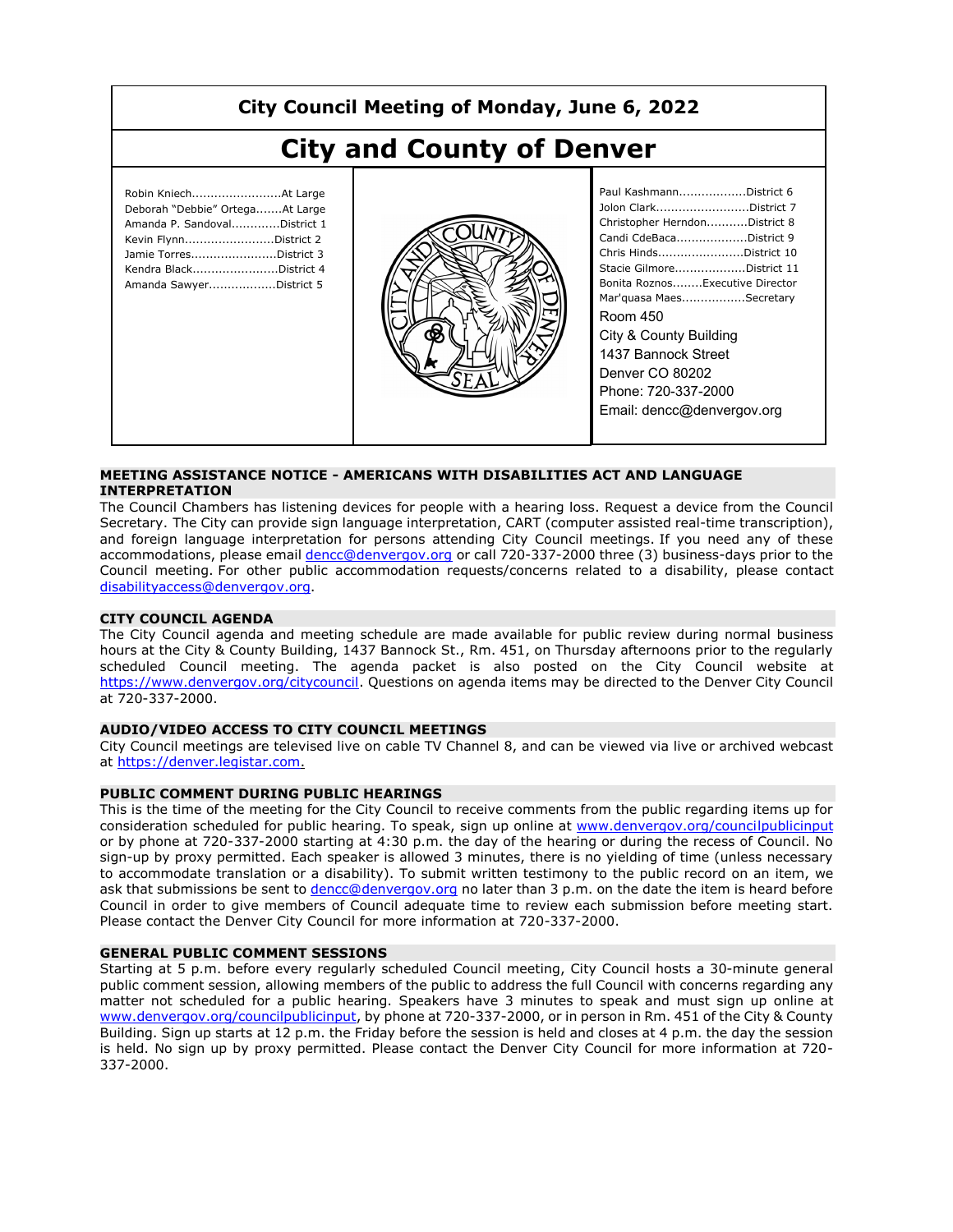# City Council Meeting of Monday, June 6, 2022

# City and County of Denver

Robin Kniech........................At Large
Deborah "Debbie" Ortega.......At Large
Amanda P. Sandoval.............District 1
Kevin Flynn........................District 2
Jamie Torres.......................District 3
Kendra Black.......................District 4
Amanda Sawyer..................District 5

Paul Kashmann..................District 6
Jolon Clark.........................District 7
Christopher Herndon...........District 8
Candi CdeBaca...................District 9
Chris Hinds.......................District 10
Stacie Gilmore...................District 11
Bonita Roznos........Executive Director
Mar'quasa Maes.................Secretary

Room 450
City & County Building
1437 Bannock Street
Denver CO 80202
Phone: 720-337-2000
Email: dencc@denvergov.org

### MEETING ASSISTANCE NOTICE - AMERICANS WITH DISABILITIES ACT AND LANGUAGE INTERPRETATION

The Council Chambers has listening devices for people with a hearing loss. Request a device from the Council Secretary. The City can provide sign language interpretation, CART (computer assisted real-time transcription), and foreign language interpretation for persons attending City Council meetings. If you need any of these accommodations, please email dencc@denvergov.org or call 720-337-2000 three (3) business-days prior to the Council meeting. For other public accommodation requests/concerns related to a disability, please contact disabilityaccess@denvergov.org.

### CITY COUNCIL AGENDA

The City Council agenda and meeting schedule are made available for public review during normal business hours at the City & County Building, 1437 Bannock St., Rm. 451, on Thursday afternoons prior to the regularly scheduled Council meeting. The agenda packet is also posted on the City Council website at https://www.denvergov.org/citycouncil. Questions on agenda items may be directed to the Denver City Council at 720-337-2000.

### AUDIO/VIDEO ACCESS TO CITY COUNCIL MEETINGS

City Council meetings are televised live on cable TV Channel 8, and can be viewed via live or archived webcast at https://denver.legistar.com.

### PUBLIC COMMENT DURING PUBLIC HEARINGS

This is the time of the meeting for the City Council to receive comments from the public regarding items up for consideration scheduled for public hearing. To speak, sign up online at www.denvergov.org/councilpublicinput or by phone at 720-337-2000 starting at 4:30 p.m. the day of the hearing or during the recess of Council. No sign-up by proxy permitted. Each speaker is allowed 3 minutes, there is no yielding of time (unless necessary to accommodate translation or a disability). To submit written testimony to the public record on an item, we ask that submissions be sent to dencc@denvergov.org no later than 3 p.m. on the date the item is heard before Council in order to give members of Council adequate time to review each submission before meeting start. Please contact the Denver City Council for more information at 720-337-2000.

### GENERAL PUBLIC COMMENT SESSIONS

Starting at 5 p.m. before every regularly scheduled Council meeting, City Council hosts a 30-minute general public comment session, allowing members of the public to address the full Council with concerns regarding any matter not scheduled for a public hearing. Speakers have 3 minutes to speak and must sign up online at www.denvergov.org/councilpublicinput, by phone at 720-337-2000, or in person in Rm. 451 of the City & County Building. Sign up starts at 12 p.m. the Friday before the session is held and closes at 4 p.m. the day the session is held. No sign up by proxy permitted. Please contact the Denver City Council for more information at 720-337-2000.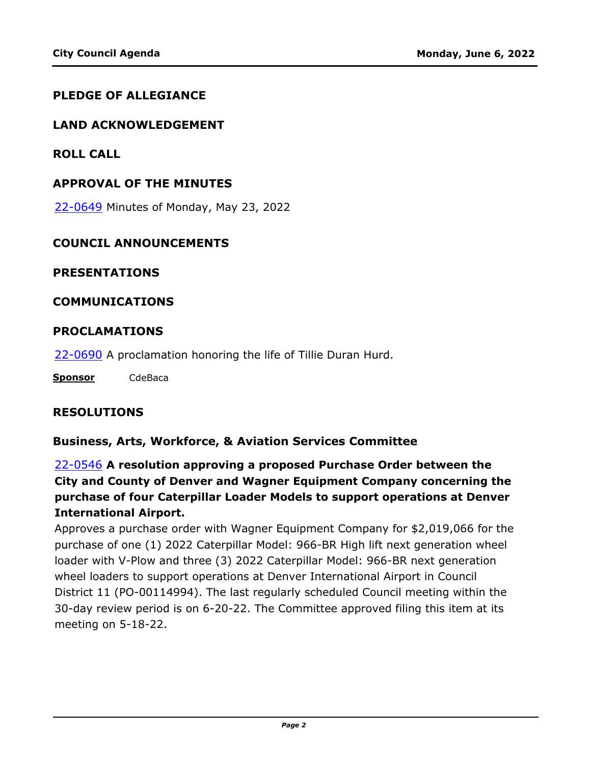## PLEDGE OF ALLEGIANCE

## LAND ACKNOWLEDGEMENT

## ROLL CALL

## APPROVAL OF THE MINUTES

22-0649 Minutes of Monday, May 23, 2022

## COUNCIL ANNOUNCEMENTS

## PRESENTATIONS

## COMMUNICATIONS

## PROCLAMATIONS

22-0690 A proclamation honoring the life of Tillie Duran Hurd.

**Sponsor** CdeBaca

## RESOLUTIONS

### Business, Arts, Workforce, & Aviation Services Committee

22-0546 **A resolution approving a proposed Purchase Order between the City and County of Denver and Wagner Equipment Company concerning the purchase of four Caterpillar Loader Models to support operations at Denver International Airport.**

Approves a purchase order with Wagner Equipment Company for $2,019,066 for the purchase of one (1) 2022 Caterpillar Model: 966-BR High lift next generation wheel loader with V-Plow and three (3) 2022 Caterpillar Model: 966-BR next generation wheel loaders to support operations at Denver International Airport in Council District 11 (PO-00114994). The last regularly scheduled Council meeting within the 30-day review period is on 6-20-22. The Committee approved filing this item at its meeting on 5-18-22.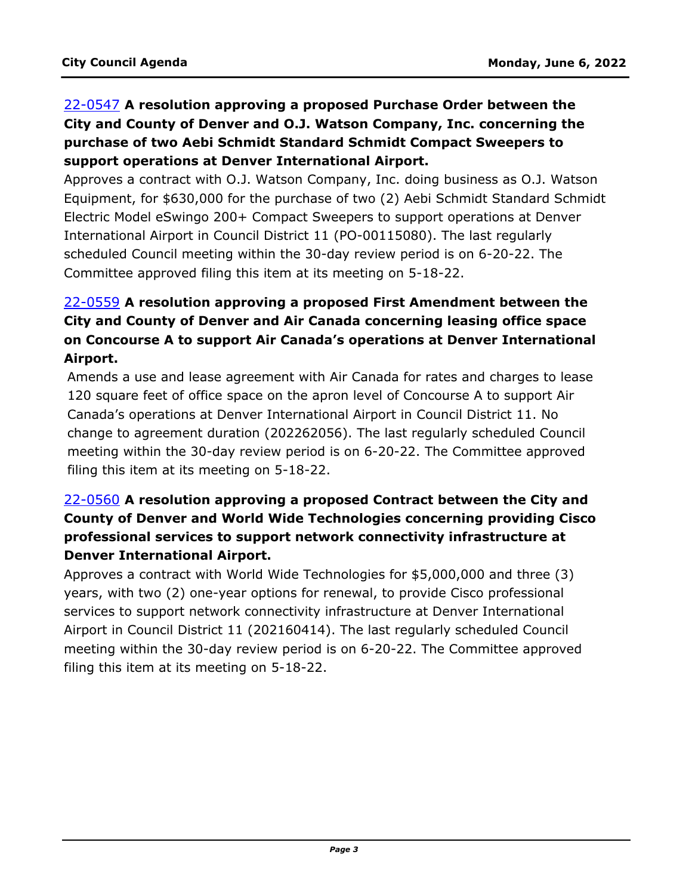[22-0547](#) **A resolution approving a proposed Purchase Order between the City and County of Denver and O.J. Watson Company, Inc. concerning the purchase of two Aebi Schmidt Standard Schmidt Compact Sweepers to support operations at Denver International Airport.**

Approves a contract with O.J. Watson Company, Inc. doing business as O.J. Watson Equipment, for $630,000 for the purchase of two (2) Aebi Schmidt Standard Schmidt Electric Model eSwingo 200+ Compact Sweepers to support operations at Denver International Airport in Council District 11 (PO-00115080). The last regularly scheduled Council meeting within the 30-day review period is on 6-20-22. The Committee approved filing this item at its meeting on 5-18-22.

[22-0559](#) **A resolution approving a proposed First Amendment between the City and County of Denver and Air Canada concerning leasing office space on Concourse A to support Air Canada's operations at Denver International Airport.**

Amends a use and lease agreement with Air Canada for rates and charges to lease 120 square feet of office space on the apron level of Concourse A to support Air Canada's operations at Denver International Airport in Council District 11. No change to agreement duration (202262056). The last regularly scheduled Council meeting within the 30-day review period is on 6-20-22. The Committee approved filing this item at its meeting on 5-18-22.

[22-0560](#) **A resolution approving a proposed Contract between the City and County of Denver and World Wide Technologies concerning providing Cisco professional services to support network connectivity infrastructure at Denver International Airport.**

Approves a contract with World Wide Technologies for $5,000,000 and three (3) years, with two (2) one-year options for renewal, to provide Cisco professional services to support network connectivity infrastructure at Denver International Airport in Council District 11 (202160414). The last regularly scheduled Council meeting within the 30-day review period is on 6-20-22. The Committee approved filing this item at its meeting on 5-18-22.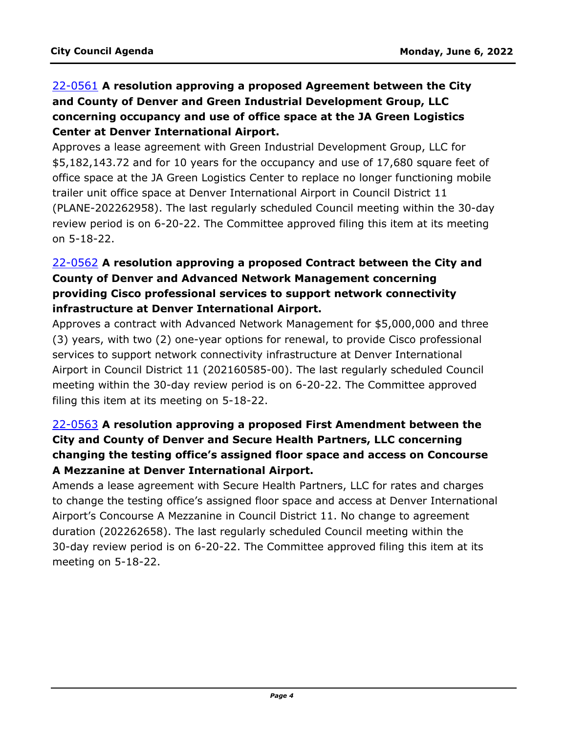[22-0561](#) **A resolution approving a proposed Agreement between the City and County of Denver and Green Industrial Development Group, LLC concerning occupancy and use of office space at the JA Green Logistics Center at Denver International Airport.**

Approves a lease agreement with Green Industrial Development Group, LLC for $5,182,143.72 and for 10 years for the occupancy and use of 17,680 square feet of office space at the JA Green Logistics Center to replace no longer functioning mobile trailer unit office space at Denver International Airport in Council District 11 (PLANE-202262958). The last regularly scheduled Council meeting within the 30-day review period is on 6-20-22. The Committee approved filing this item at its meeting on 5-18-22.

[22-0562](#) **A resolution approving a proposed Contract between the City and County of Denver and Advanced Network Management concerning providing Cisco professional services to support network connectivity infrastructure at Denver International Airport.**

Approves a contract with Advanced Network Management for $5,000,000 and three (3) years, with two (2) one-year options for renewal, to provide Cisco professional services to support network connectivity infrastructure at Denver International Airport in Council District 11 (202160585-00). The last regularly scheduled Council meeting within the 30-day review period is on 6-20-22. The Committee approved filing this item at its meeting on 5-18-22.

[22-0563](#) **A resolution approving a proposed First Amendment between the City and County of Denver and Secure Health Partners, LLC concerning changing the testing office's assigned floor space and access on Concourse A Mezzanine at Denver International Airport.**

Amends a lease agreement with Secure Health Partners, LLC for rates and charges to change the testing office's assigned floor space and access at Denver International Airport's Concourse A Mezzanine in Council District 11. No change to agreement duration (202262658). The last regularly scheduled Council meeting within the 30-day review period is on 6-20-22. The Committee approved filing this item at its meeting on 5-18-22.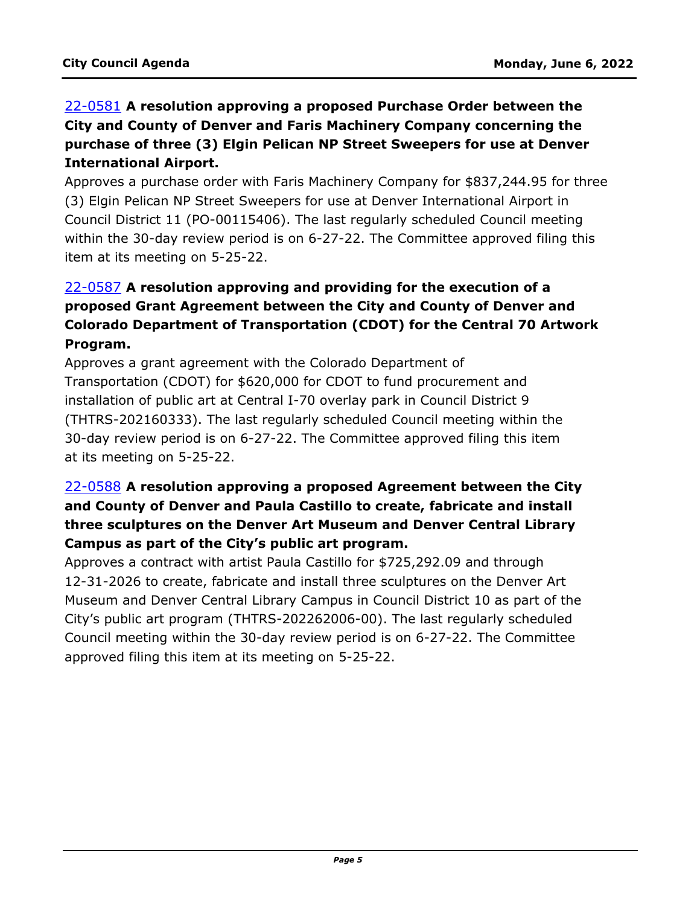[22-0581](#) **A resolution approving a proposed Purchase Order between the City and County of Denver and Faris Machinery Company concerning the purchase of three (3) Elgin Pelican NP Street Sweepers for use at Denver International Airport.**

Approves a purchase order with Faris Machinery Company for $837,244.95 for three (3) Elgin Pelican NP Street Sweepers for use at Denver International Airport in Council District 11 (PO-00115406). The last regularly scheduled Council meeting within the 30-day review period is on 6-27-22. The Committee approved filing this item at its meeting on 5-25-22.

[22-0587](#) **A resolution approving and providing for the execution of a proposed Grant Agreement between the City and County of Denver and Colorado Department of Transportation (CDOT) for the Central 70 Artwork Program.**

Approves a grant agreement with the Colorado Department of Transportation (CDOT) for $620,000 for CDOT to fund procurement and installation of public art at Central I-70 overlay park in Council District 9 (THTRS-202160333). The last regularly scheduled Council meeting within the 30-day review period is on 6-27-22. The Committee approved filing this item at its meeting on 5-25-22.

[22-0588](#) **A resolution approving a proposed Agreement between the City and County of Denver and Paula Castillo to create, fabricate and install three sculptures on the Denver Art Museum and Denver Central Library Campus as part of the City's public art program.**

Approves a contract with artist Paula Castillo for $725,292.09 and through 12-31-2026 to create, fabricate and install three sculptures on the Denver Art Museum and Denver Central Library Campus in Council District 10 as part of the City's public art program (THTRS-202262006-00). The last regularly scheduled Council meeting within the 30-day review period is on 6-27-22. The Committee approved filing this item at its meeting on 5-25-22.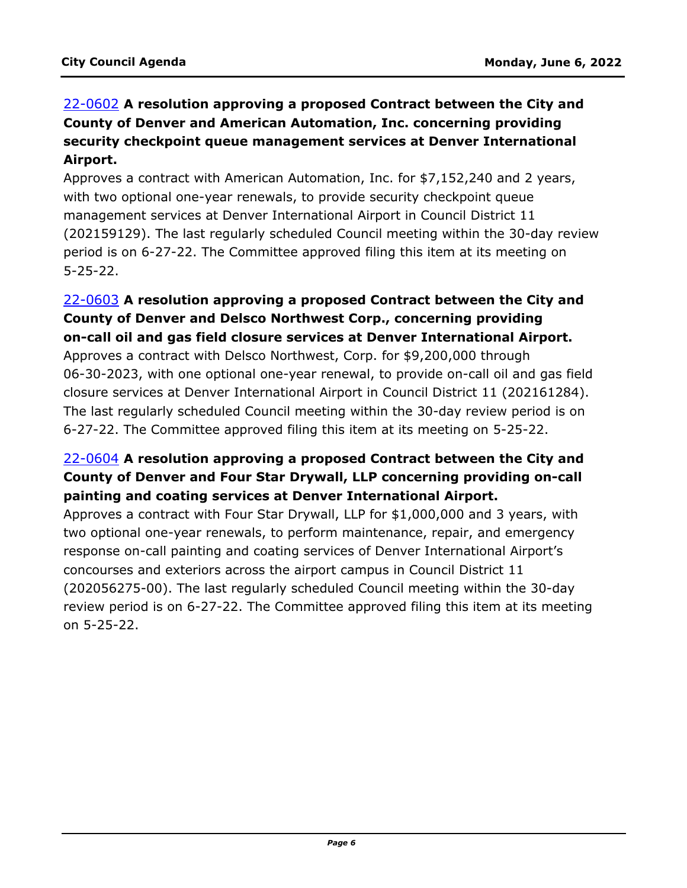[22-0602] **A resolution approving a proposed Contract between the City and County of Denver and American Automation, Inc. concerning providing security checkpoint queue management services at Denver International Airport.**

Approves a contract with American Automation, Inc. for $7,152,240 and 2 years, with two optional one-year renewals, to provide security checkpoint queue management services at Denver International Airport in Council District 11 (202159129). The last regularly scheduled Council meeting within the 30-day review period is on 6-27-22. The Committee approved filing this item at its meeting on 5-25-22.

[22-0603] **A resolution approving a proposed Contract between the City and County of Denver and Delsco Northwest Corp., concerning providing on-call oil and gas field closure services at Denver International Airport.**

Approves a contract with Delsco Northwest, Corp. for $9,200,000 through 06-30-2023, with one optional one-year renewal, to provide on-call oil and gas field closure services at Denver International Airport in Council District 11 (202161284). The last regularly scheduled Council meeting within the 30-day review period is on 6-27-22. The Committee approved filing this item at its meeting on 5-25-22.

[22-0604] **A resolution approving a proposed Contract between the City and County of Denver and Four Star Drywall, LLP concerning providing on-call painting and coating services at Denver International Airport.**

Approves a contract with Four Star Drywall, LLP for $1,000,000 and 3 years, with two optional one-year renewals, to perform maintenance, repair, and emergency response on-call painting and coating services of Denver International Airport's concourses and exteriors across the airport campus in Council District 11 (202056275-00). The last regularly scheduled Council meeting within the 30-day review period is on 6-27-22. The Committee approved filing this item at its meeting on 5-25-22.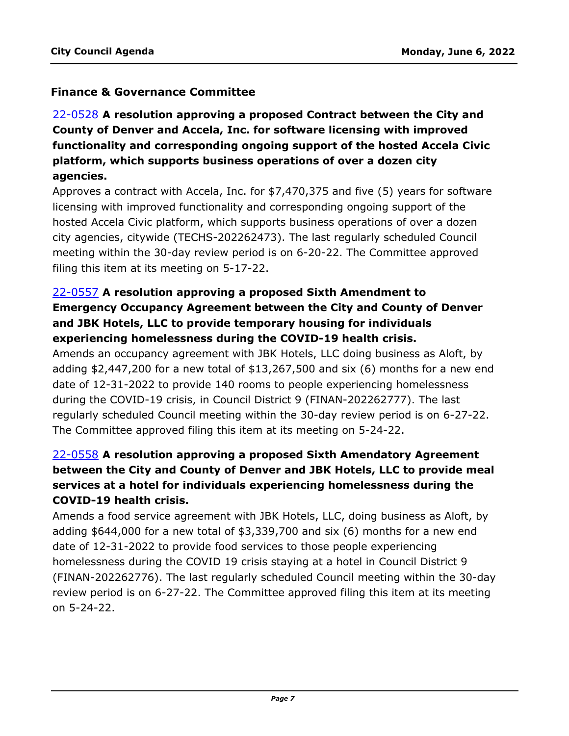### Finance & Governance Committee

[22-0528](22-0528) **A resolution approving a proposed Contract between the City and County of Denver and Accela, Inc. for software licensing with improved functionality and corresponding ongoing support of the hosted Accela Civic platform, which supports business operations of over a dozen city agencies.**

Approves a contract with Accela, Inc. for $7,470,375 and five (5) years for software licensing with improved functionality and corresponding ongoing support of the hosted Accela Civic platform, which supports business operations of over a dozen city agencies, citywide (TECHS-202262473). The last regularly scheduled Council meeting within the 30-day review period is on 6-20-22. The Committee approved filing this item at its meeting on 5-17-22.

[22-0557](22-0557) **A resolution approving a proposed Sixth Amendment to Emergency Occupancy Agreement between the City and County of Denver and JBK Hotels, LLC to provide temporary housing for individuals experiencing homelessness during the COVID-19 health crisis.**

Amends an occupancy agreement with JBK Hotels, LLC doing business as Aloft, by adding $2,447,200 for a new total of $13,267,500 and six (6) months for a new end date of 12-31-2022 to provide 140 rooms to people experiencing homelessness during the COVID-19 crisis, in Council District 9 (FINAN-202262777). The last regularly scheduled Council meeting within the 30-day review period is on 6-27-22. The Committee approved filing this item at its meeting on 5-24-22.

[22-0558](22-0558) **A resolution approving a proposed Sixth Amendatory Agreement between the City and County of Denver and JBK Hotels, LLC to provide meal services at a hotel for individuals experiencing homelessness during the COVID-19 health crisis.**

Amends a food service agreement with JBK Hotels, LLC, doing business as Aloft, by adding $644,000 for a new total of $3,339,700 and six (6) months for a new end date of 12-31-2022 to provide food services to those people experiencing homelessness during the COVID 19 crisis staying at a hotel in Council District 9 (FINAN-202262776). The last regularly scheduled Council meeting within the 30-day review period is on 6-27-22. The Committee approved filing this item at its meeting on 5-24-22.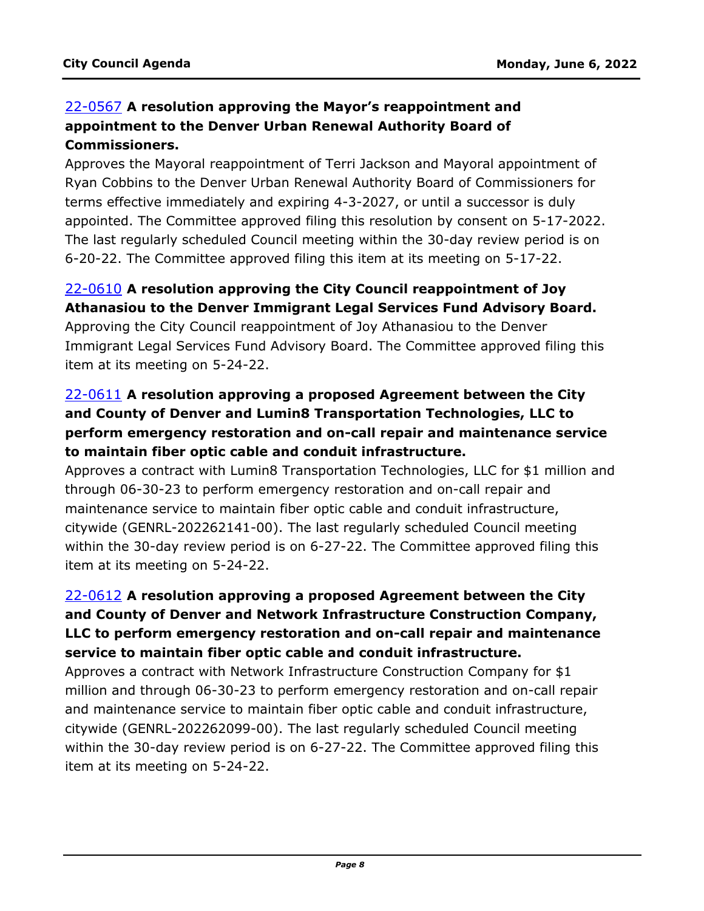22-0567 **A resolution approving the Mayor's reappointment and appointment to the Denver Urban Renewal Authority Board of Commissioners.**

Approves the Mayoral reappointment of Terri Jackson and Mayoral appointment of Ryan Cobbins to the Denver Urban Renewal Authority Board of Commissioners for terms effective immediately and expiring 4-3-2027, or until a successor is duly appointed. The Committee approved filing this resolution by consent on 5-17-2022. The last regularly scheduled Council meeting within the 30-day review period is on 6-20-22. The Committee approved filing this item at its meeting on 5-17-22.

22-0610 **A resolution approving the City Council reappointment of Joy Athanasiou to the Denver Immigrant Legal Services Fund Advisory Board.**

Approving the City Council reappointment of Joy Athanasiou to the Denver Immigrant Legal Services Fund Advisory Board. The Committee approved filing this item at its meeting on 5-24-22.

22-0611 **A resolution approving a proposed Agreement between the City and County of Denver and Lumin8 Transportation Technologies, LLC to perform emergency restoration and on-call repair and maintenance service to maintain fiber optic cable and conduit infrastructure.**

Approves a contract with Lumin8 Transportation Technologies, LLC for $1 million and through 06-30-23 to perform emergency restoration and on-call repair and maintenance service to maintain fiber optic cable and conduit infrastructure, citywide (GENRL-202262141-00). The last regularly scheduled Council meeting within the 30-day review period is on 6-27-22. The Committee approved filing this item at its meeting on 5-24-22.

22-0612 **A resolution approving a proposed Agreement between the City and County of Denver and Network Infrastructure Construction Company, LLC to perform emergency restoration and on-call repair and maintenance service to maintain fiber optic cable and conduit infrastructure.**

Approves a contract with Network Infrastructure Construction Company for $1 million and through 06-30-23 to perform emergency restoration and on-call repair and maintenance service to maintain fiber optic cable and conduit infrastructure, citywide (GENRL-202262099-00). The last regularly scheduled Council meeting within the 30-day review period is on 6-27-22. The Committee approved filing this item at its meeting on 5-24-22.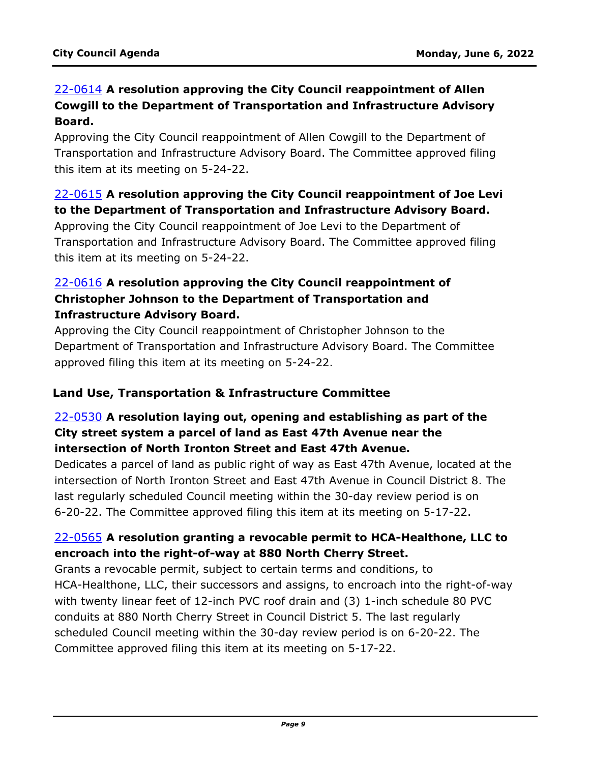**22-0614 A resolution approving the City Council reappointment of Allen Cowgill to the Department of Transportation and Infrastructure Advisory Board.**

Approving the City Council reappointment of Allen Cowgill to the Department of Transportation and Infrastructure Advisory Board. The Committee approved filing this item at its meeting on 5-24-22.

**22-0615 A resolution approving the City Council reappointment of Joe Levi to the Department of Transportation and Infrastructure Advisory Board.**

Approving the City Council reappointment of Joe Levi to the Department of Transportation and Infrastructure Advisory Board. The Committee approved filing this item at its meeting on 5-24-22.

**22-0616 A resolution approving the City Council reappointment of Christopher Johnson to the Department of Transportation and Infrastructure Advisory Board.**

Approving the City Council reappointment of Christopher Johnson to the Department of Transportation and Infrastructure Advisory Board. The Committee approved filing this item at its meeting on 5-24-22.

### Land Use, Transportation & Infrastructure Committee

**22-0530 A resolution laying out, opening and establishing as part of the City street system a parcel of land as East 47th Avenue near the intersection of North Ironton Street and East 47th Avenue.**

Dedicates a parcel of land as public right of way as East 47th Avenue, located at the intersection of North Ironton Street and East 47th Avenue in Council District 8. The last regularly scheduled Council meeting within the 30-day review period is on 6-20-22. The Committee approved filing this item at its meeting on 5-17-22.

**22-0565 A resolution granting a revocable permit to HCA-Healthone, LLC to encroach into the right-of-way at 880 North Cherry Street.**

Grants a revocable permit, subject to certain terms and conditions, to HCA-Healthone, LLC, their successors and assigns, to encroach into the right-of-way with twenty linear feet of 12-inch PVC roof drain and (3) 1-inch schedule 80 PVC conduits at 880 North Cherry Street in Council District 5. The last regularly scheduled Council meeting within the 30-day review period is on 6-20-22. The Committee approved filing this item at its meeting on 5-17-22.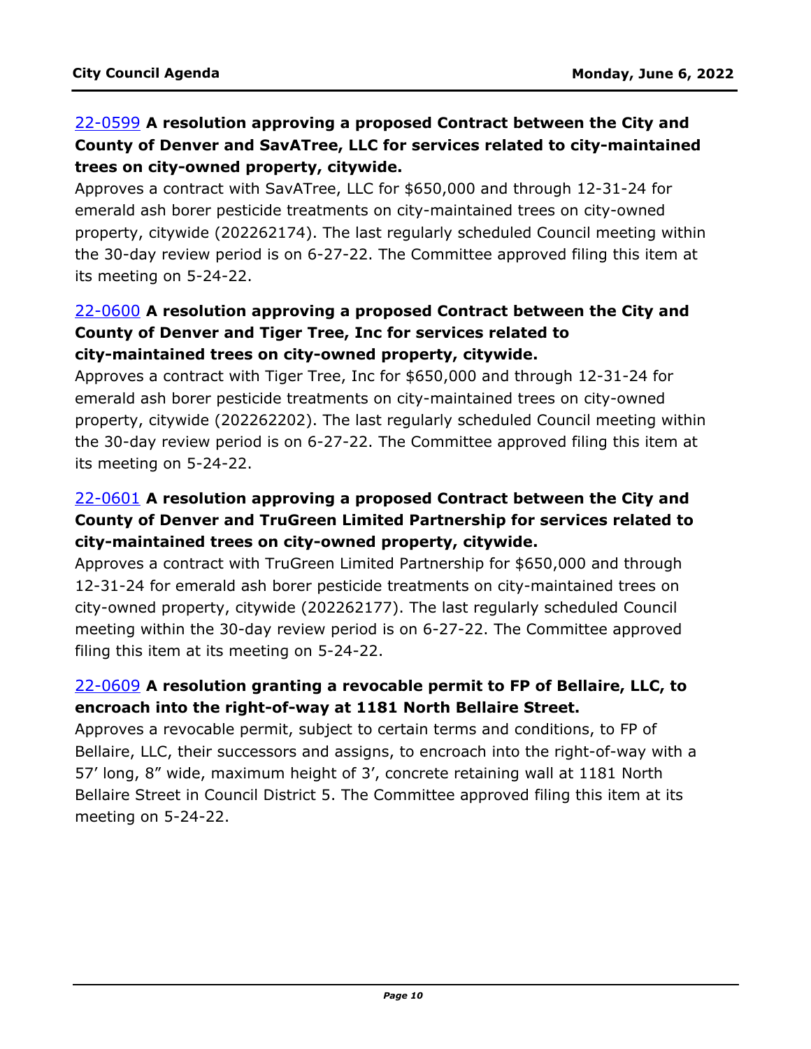22-0599 **A resolution approving a proposed Contract between the City and County of Denver and SavATree, LLC for services related to city-maintained trees on city-owned property, citywide.**

Approves a contract with SavATree, LLC for $650,000 and through 12-31-24 for emerald ash borer pesticide treatments on city-maintained trees on city-owned property, citywide (202262174). The last regularly scheduled Council meeting within the 30-day review period is on 6-27-22. The Committee approved filing this item at its meeting on 5-24-22.

22-0600 **A resolution approving a proposed Contract between the City and County of Denver and Tiger Tree, Inc for services related to city-maintained trees on city-owned property, citywide.**

Approves a contract with Tiger Tree, Inc for $650,000 and through 12-31-24 for emerald ash borer pesticide treatments on city-maintained trees on city-owned property, citywide (202262202). The last regularly scheduled Council meeting within the 30-day review period is on 6-27-22. The Committee approved filing this item at its meeting on 5-24-22.

22-0601 **A resolution approving a proposed Contract between the City and County of Denver and TruGreen Limited Partnership for services related to city-maintained trees on city-owned property, citywide.**

Approves a contract with TruGreen Limited Partnership for $650,000 and through 12-31-24 for emerald ash borer pesticide treatments on city-maintained trees on city-owned property, citywide (202262177). The last regularly scheduled Council meeting within the 30-day review period is on 6-27-22. The Committee approved filing this item at its meeting on 5-24-22.

22-0609 **A resolution granting a revocable permit to FP of Bellaire, LLC, to encroach into the right-of-way at 1181 North Bellaire Street.**

Approves a revocable permit, subject to certain terms and conditions, to FP of Bellaire, LLC, their successors and assigns, to encroach into the right-of-way with a 57’ long, 8” wide, maximum height of 3’, concrete retaining wall at 1181 North Bellaire Street in Council District 5. The Committee approved filing this item at its meeting on 5-24-22.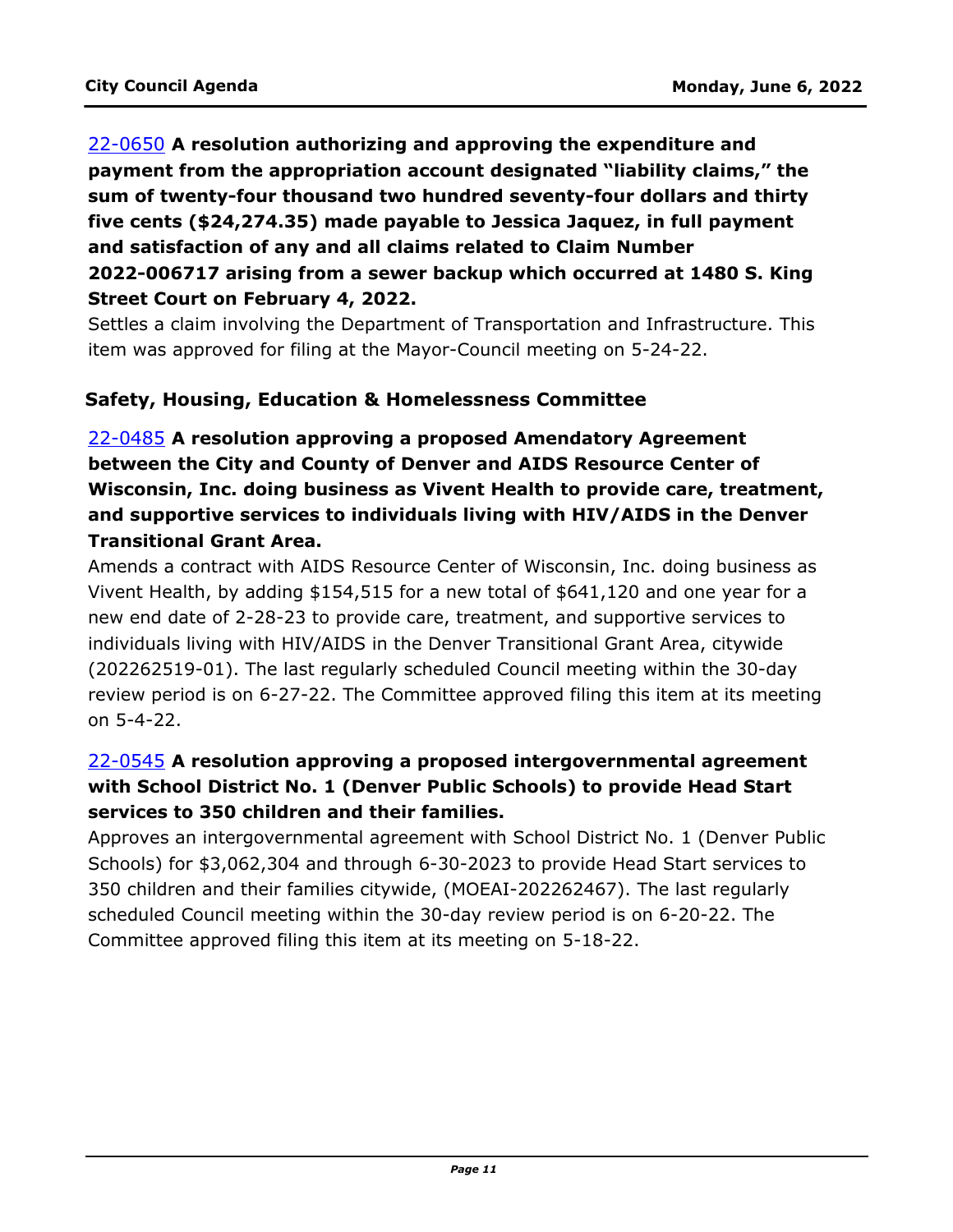[22-0650] **A resolution authorizing and approving the expenditure and payment from the appropriation account designated "liability claims," the sum of twenty-four thousand two hundred seventy-four dollars and thirty five cents ($24,274.35) made payable to Jessica Jaquez, in full payment and satisfaction of any and all claims related to Claim Number 2022-006717 arising from a sewer backup which occurred at 1480 S. King Street Court on February 4, 2022.**

Settles a claim involving the Department of Transportation and Infrastructure. This item was approved for filing at the Mayor-Council meeting on 5-24-22.

### Safety, Housing, Education & Homelessness Committee

[22-0485] **A resolution approving a proposed Amendatory Agreement between the City and County of Denver and AIDS Resource Center of Wisconsin, Inc. doing business as Vivent Health to provide care, treatment, and supportive services to individuals living with HIV/AIDS in the Denver Transitional Grant Area.**

Amends a contract with AIDS Resource Center of Wisconsin, Inc. doing business as Vivent Health, by adding $154,515 for a new total of $641,120 and one year for a new end date of 2-28-23 to provide care, treatment, and supportive services to individuals living with HIV/AIDS in the Denver Transitional Grant Area, citywide (202262519-01). The last regularly scheduled Council meeting within the 30-day review period is on 6-27-22. The Committee approved filing this item at its meeting on 5-4-22.

[22-0545] **A resolution approving a proposed intergovernmental agreement with School District No. 1 (Denver Public Schools) to provide Head Start services to 350 children and their families.**

Approves an intergovernmental agreement with School District No. 1 (Denver Public Schools) for $3,062,304 and through 6-30-2023 to provide Head Start services to 350 children and their families citywide, (MOEAI-202262467). The last regularly scheduled Council meeting within the 30-day review period is on 6-20-22. The Committee approved filing this item at its meeting on 5-18-22.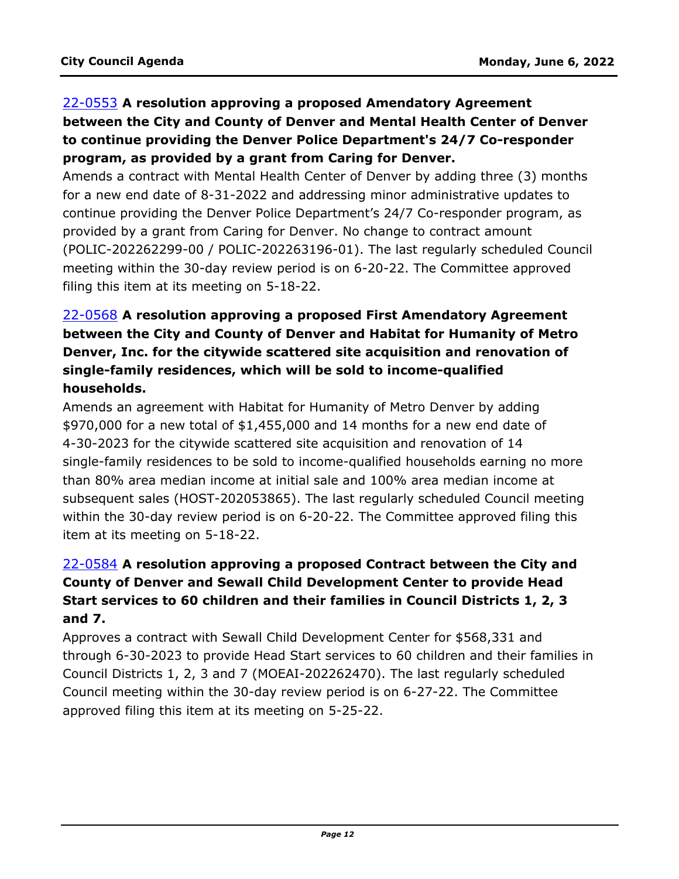[22-0553](22-0553) **A resolution approving a proposed Amendatory Agreement between the City and County of Denver and Mental Health Center of Denver to continue providing the Denver Police Department's 24/7 Co-responder program, as provided by a grant from Caring for Denver.**

Amends a contract with Mental Health Center of Denver by adding three (3) months for a new end date of 8-31-2022 and addressing minor administrative updates to continue providing the Denver Police Department's 24/7 Co-responder program, as provided by a grant from Caring for Denver. No change to contract amount (POLIC-202262299-00 / POLIC-202263196-01). The last regularly scheduled Council meeting within the 30-day review period is on 6-20-22. The Committee approved filing this item at its meeting on 5-18-22.

[22-0568](22-0568) **A resolution approving a proposed First Amendatory Agreement between the City and County of Denver and Habitat for Humanity of Metro Denver, Inc. for the citywide scattered site acquisition and renovation of single-family residences, which will be sold to income-qualified households.**

Amends an agreement with Habitat for Humanity of Metro Denver by adding $970,000 for a new total of $1,455,000 and 14 months for a new end date of 4-30-2023 for the citywide scattered site acquisition and renovation of 14 single-family residences to be sold to income-qualified households earning no more than 80% area median income at initial sale and 100% area median income at subsequent sales (HOST-202053865). The last regularly scheduled Council meeting within the 30-day review period is on 6-20-22. The Committee approved filing this item at its meeting on 5-18-22.

[22-0584](22-0584) **A resolution approving a proposed Contract between the City and County of Denver and Sewall Child Development Center to provide Head Start services to 60 children and their families in Council Districts 1, 2, 3 and 7.**

Approves a contract with Sewall Child Development Center for $568,331 and through 6-30-2023 to provide Head Start services to 60 children and their families in Council Districts 1, 2, 3 and 7 (MOEAI-202262470). The last regularly scheduled Council meeting within the 30-day review period is on 6-27-22. The Committee approved filing this item at its meeting on 5-25-22.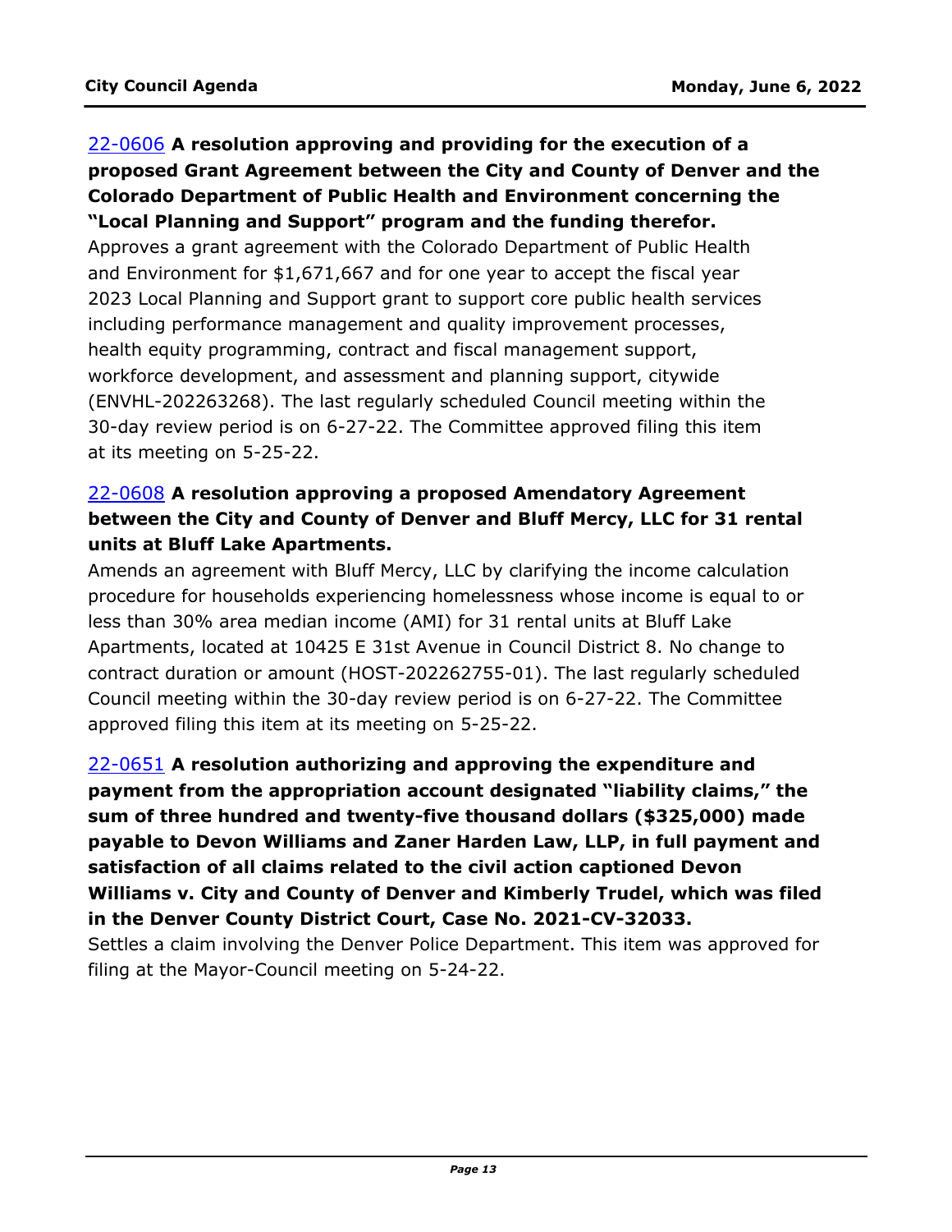22-0606 **A resolution approving and providing for the execution of a proposed Grant Agreement between the City and County of Denver and the Colorado Department of Public Health and Environment concerning the "Local Planning and Support" program and the funding therefor.**

Approves a grant agreement with the Colorado Department of Public Health and Environment for $1,671,667 and for one year to accept the fiscal year 2023 Local Planning and Support grant to support core public health services including performance management and quality improvement processes, health equity programming, contract and fiscal management support, workforce development, and assessment and planning support, citywide (ENVHL-202263268). The last regularly scheduled Council meeting within the 30-day review period is on 6-27-22. The Committee approved filing this item at its meeting on 5-25-22.

22-0608 **A resolution approving a proposed Amendatory Agreement between the City and County of Denver and Bluff Mercy, LLC for 31 rental units at Bluff Lake Apartments.**

Amends an agreement with Bluff Mercy, LLC by clarifying the income calculation procedure for households experiencing homelessness whose income is equal to or less than 30% area median income (AMI) for 31 rental units at Bluff Lake Apartments, located at 10425 E 31st Avenue in Council District 8. No change to contract duration or amount (HOST-202262755-01). The last regularly scheduled Council meeting within the 30-day review period is on 6-27-22. The Committee approved filing this item at its meeting on 5-25-22.

22-0651 **A resolution authorizing and approving the expenditure and payment from the appropriation account designated "liability claims," the sum of three hundred and twenty-five thousand dollars ($325,000) made payable to Devon Williams and Zaner Harden Law, LLP, in full payment and satisfaction of all claims related to the civil action captioned Devon Williams v. City and County of Denver and Kimberly Trudel, which was filed in the Denver County District Court, Case No. 2021-CV-32033.**

Settles a claim involving the Denver Police Department. This item was approved for filing at the Mayor-Council meeting on 5-24-22.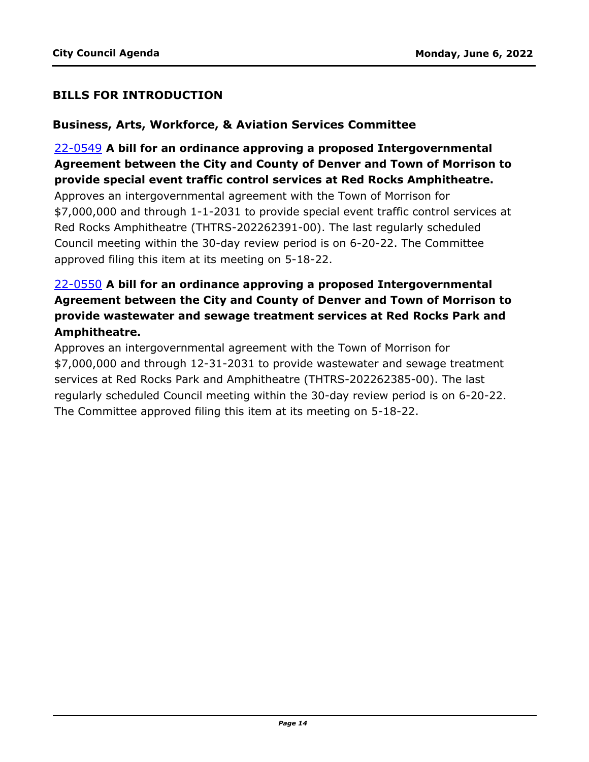## BILLS FOR INTRODUCTION

### Business, Arts, Workforce, & Aviation Services Committee

22-0549 **A bill for an ordinance approving a proposed Intergovernmental Agreement between the City and County of Denver and Town of Morrison to provide special event traffic control services at Red Rocks Amphitheatre.**
Approves an intergovernmental agreement with the Town of Morrison for $7,000,000 and through 1-1-2031 to provide special event traffic control services at Red Rocks Amphitheatre (THTRS-202262391-00). The last regularly scheduled Council meeting within the 30-day review period is on 6-20-22. The Committee approved filing this item at its meeting on 5-18-22.

22-0550 **A bill for an ordinance approving a proposed Intergovernmental Agreement between the City and County of Denver and Town of Morrison to provide wastewater and sewage treatment services at Red Rocks Park and Amphitheatre.**
Approves an intergovernmental agreement with the Town of Morrison for $7,000,000 and through 12-31-2031 to provide wastewater and sewage treatment services at Red Rocks Park and Amphitheatre (THTRS-202262385-00). The last regularly scheduled Council meeting within the 30-day review period is on 6-20-22. The Committee approved filing this item at its meeting on 5-18-22.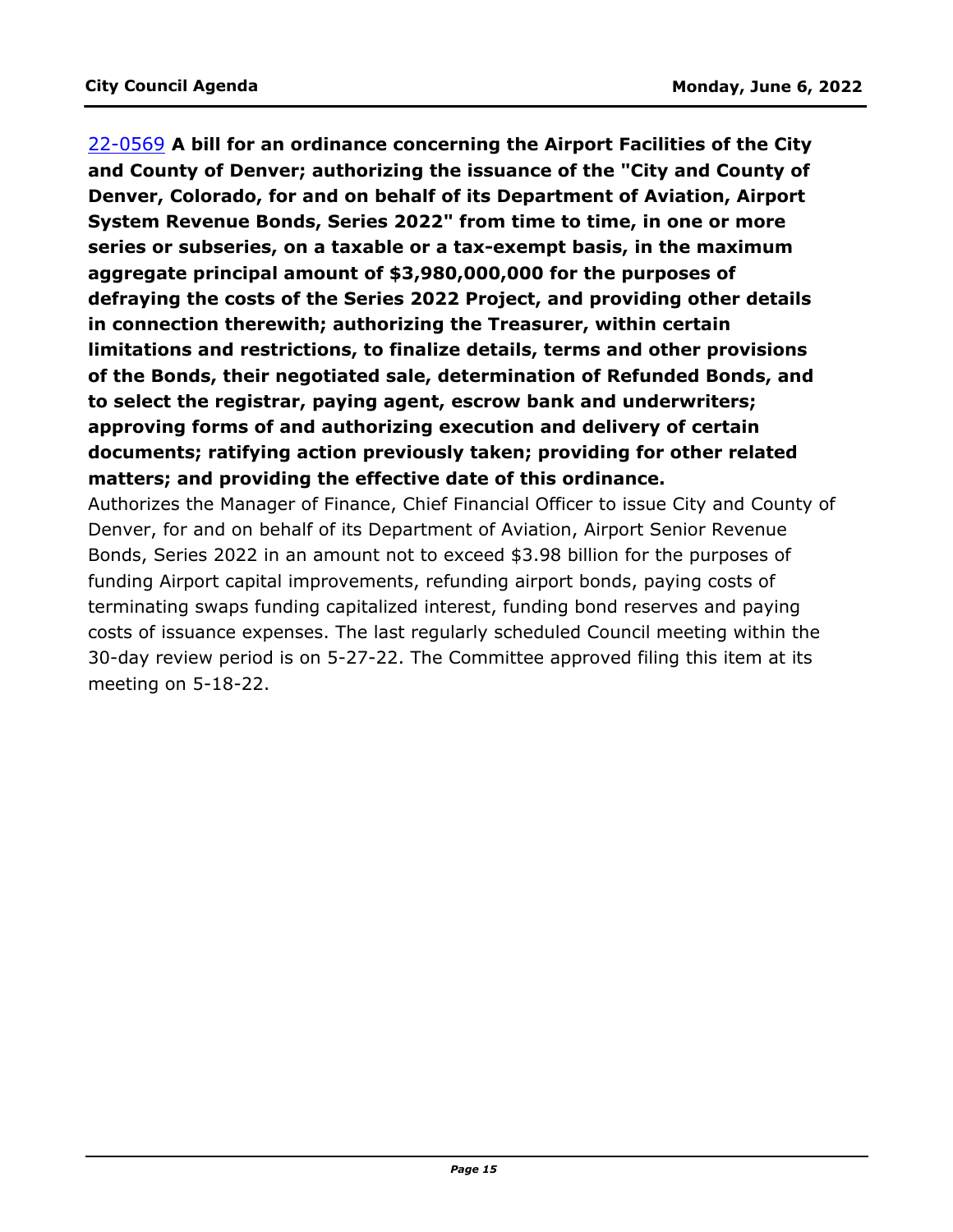[22-0569] **A bill for an ordinance concerning the Airport Facilities of the City and County of Denver; authorizing the issuance of the "City and County of Denver, Colorado, for and on behalf of its Department of Aviation, Airport System Revenue Bonds, Series 2022" from time to time, in one or more series or subseries, on a taxable or a tax-exempt basis, in the maximum aggregate principal amount of $3,980,000,000 for the purposes of defraying the costs of the Series 2022 Project, and providing other details in connection therewith; authorizing the Treasurer, within certain limitations and restrictions, to finalize details, terms and other provisions of the Bonds, their negotiated sale, determination of Refunded Bonds, and to select the registrar, paying agent, escrow bank and underwriters; approving forms of and authorizing execution and delivery of certain documents; ratifying action previously taken; providing for other related matters; and providing the effective date of this ordinance.**

Authorizes the Manager of Finance, Chief Financial Officer to issue City and County of Denver, for and on behalf of its Department of Aviation, Airport Senior Revenue Bonds, Series 2022 in an amount not to exceed $3.98 billion for the purposes of funding Airport capital improvements, refunding airport bonds, paying costs of terminating swaps funding capitalized interest, funding bond reserves and paying costs of issuance expenses. The last regularly scheduled Council meeting within the 30-day review period is on 5-27-22. The Committee approved filing this item at its meeting on 5-18-22.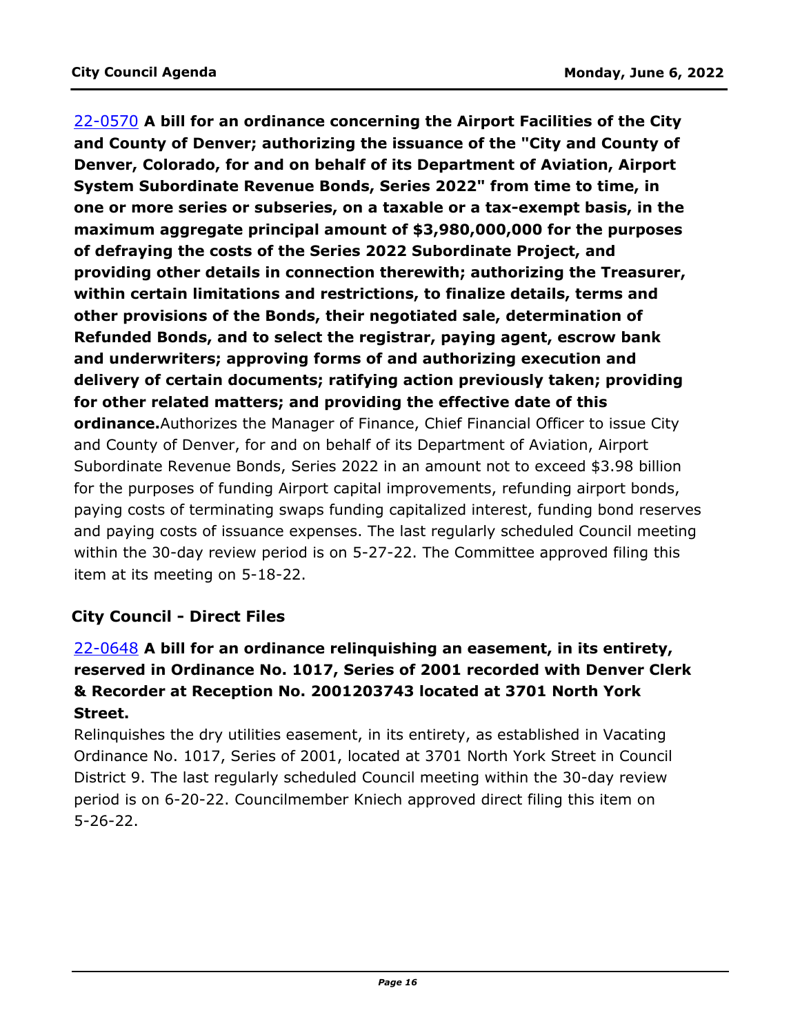22-0570 **A bill for an ordinance concerning the Airport Facilities of the City and County of Denver; authorizing the issuance of the "City and County of Denver, Colorado, for and on behalf of its Department of Aviation, Airport System Subordinate Revenue Bonds, Series 2022" from time to time, in one or more series or subseries, on a taxable or a tax-exempt basis, in the maximum aggregate principal amount of $3,980,000,000 for the purposes of defraying the costs of the Series 2022 Subordinate Project, and providing other details in connection therewith; authorizing the Treasurer, within certain limitations and restrictions, to finalize details, terms and other provisions of the Bonds, their negotiated sale, determination of Refunded Bonds, and to select the registrar, paying agent, escrow bank and underwriters; approving forms of and authorizing execution and delivery of certain documents; ratifying action previously taken; providing for other related matters; and providing the effective date of this ordinance.**Authorizes the Manager of Finance, Chief Financial Officer to issue City and County of Denver, for and on behalf of its Department of Aviation, Airport Subordinate Revenue Bonds, Series 2022 in an amount not to exceed $3.98 billion for the purposes of funding Airport capital improvements, refunding airport bonds, paying costs of terminating swaps funding capitalized interest, funding bond reserves and paying costs of issuance expenses. The last regularly scheduled Council meeting within the 30-day review period is on 5-27-22. The Committee approved filing this item at its meeting on 5-18-22.

## City Council - Direct Files

22-0648 **A bill for an ordinance relinquishing an easement, in its entirety, reserved in Ordinance No. 1017, Series of 2001 recorded with Denver Clerk & Recorder at Reception No. 2001203743 located at 3701 North York Street.**

Relinquishes the dry utilities easement, in its entirety, as established in Vacating Ordinance No. 1017, Series of 2001, located at 3701 North York Street in Council District 9. The last regularly scheduled Council meeting within the 30-day review period is on 6-20-22. Councilmember Kniech approved direct filing this item on 5-26-22.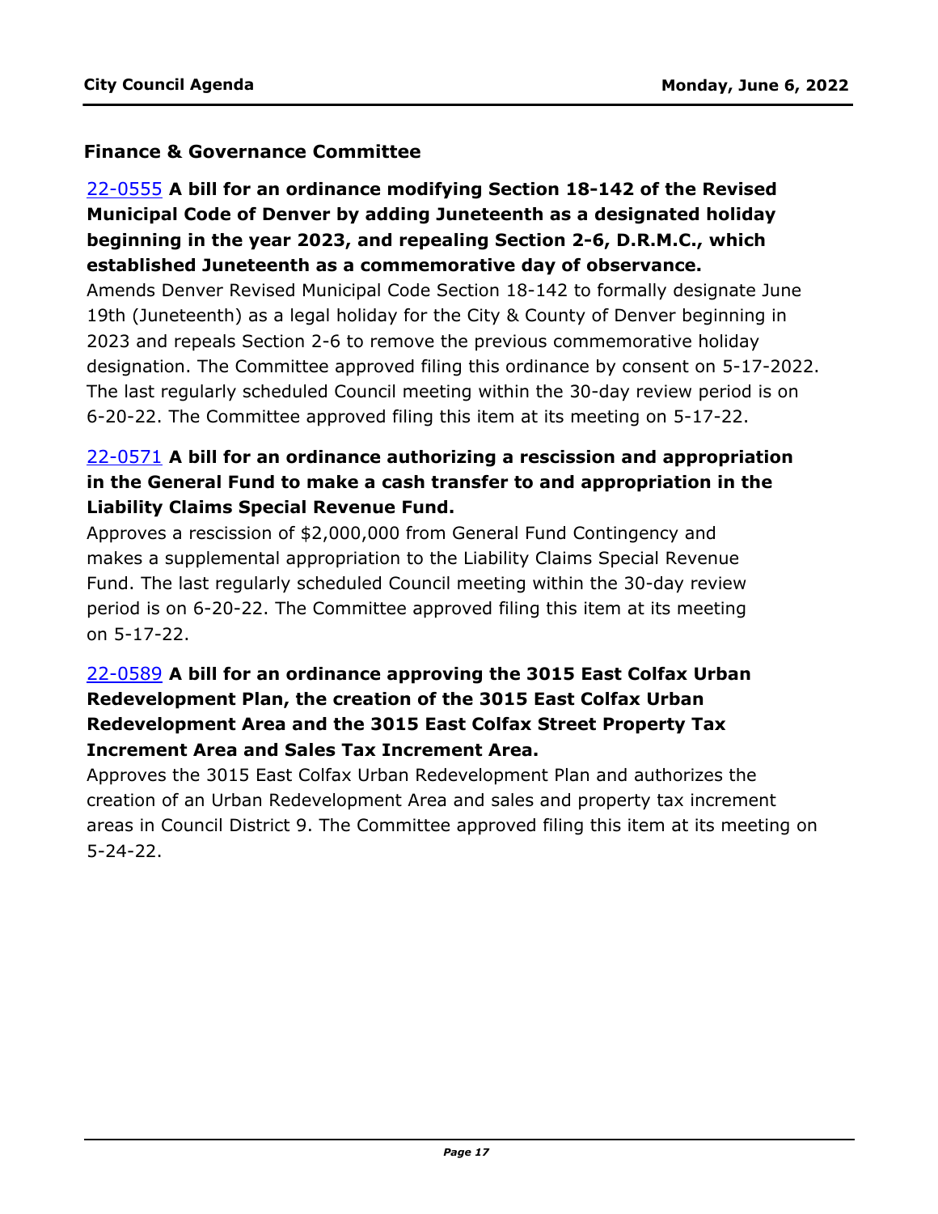### Finance & Governance Committee

22-0555 **A bill for an ordinance modifying Section 18-142 of the Revised Municipal Code of Denver by adding Juneteenth as a designated holiday beginning in the year 2023, and repealing Section 2-6, D.R.M.C., which established Juneteenth as a commemorative day of observance.**
Amends Denver Revised Municipal Code Section 18-142 to formally designate June 19th (Juneteenth) as a legal holiday for the City & County of Denver beginning in 2023 and repeals Section 2-6 to remove the previous commemorative holiday designation. The Committee approved filing this ordinance by consent on 5-17-2022. The last regularly scheduled Council meeting within the 30-day review period is on 6-20-22. The Committee approved filing this item at its meeting on 5-17-22.

22-0571 **A bill for an ordinance authorizing a rescission and appropriation in the General Fund to make a cash transfer to and appropriation in the Liability Claims Special Revenue Fund.**
Approves a rescission of $2,000,000 from General Fund Contingency and makes a supplemental appropriation to the Liability Claims Special Revenue Fund. The last regularly scheduled Council meeting within the 30-day review period is on 6-20-22. The Committee approved filing this item at its meeting on 5-17-22.

22-0589 **A bill for an ordinance approving the 3015 East Colfax Urban Redevelopment Plan, the creation of the 3015 East Colfax Urban Redevelopment Area and the 3015 East Colfax Street Property Tax Increment Area and Sales Tax Increment Area.**
Approves the 3015 East Colfax Urban Redevelopment Plan and authorizes the creation of an Urban Redevelopment Area and sales and property tax increment areas in Council District 9. The Committee approved filing this item at its meeting on 5-24-22.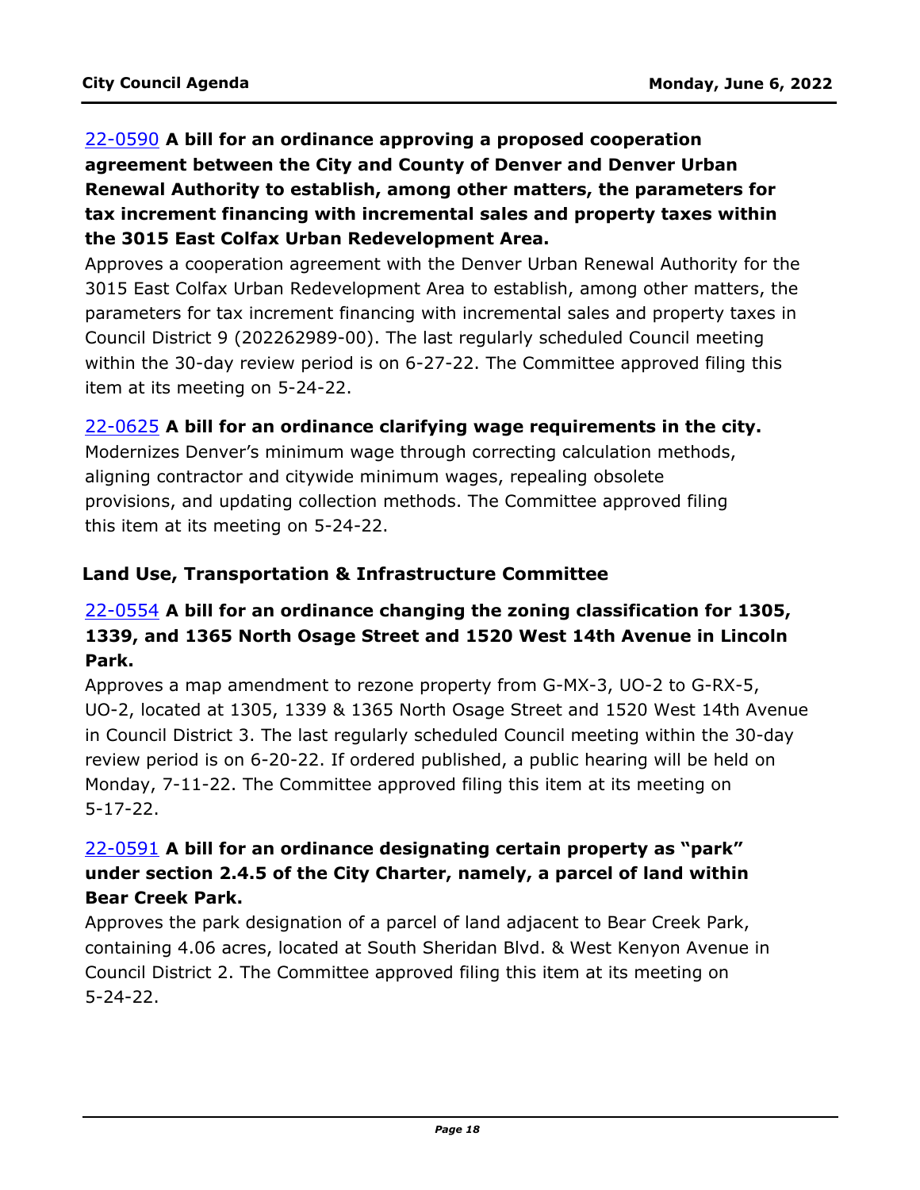[22-0590](#) **A bill for an ordinance approving a proposed cooperation agreement between the City and County of Denver and Denver Urban Renewal Authority to establish, among other matters, the parameters for tax increment financing with incremental sales and property taxes within the 3015 East Colfax Urban Redevelopment Area.**

Approves a cooperation agreement with the Denver Urban Renewal Authority for the 3015 East Colfax Urban Redevelopment Area to establish, among other matters, the parameters for tax increment financing with incremental sales and property taxes in Council District 9 (202262989-00). The last regularly scheduled Council meeting within the 30-day review period is on 6-27-22. The Committee approved filing this item at its meeting on 5-24-22.

[22-0625](#) **A bill for an ordinance clarifying wage requirements in the city.**

Modernizes Denver's minimum wage through correcting calculation methods, aligning contractor and citywide minimum wages, repealing obsolete provisions, and updating collection methods. The Committee approved filing this item at its meeting on 5-24-22.

## Land Use, Transportation & Infrastructure Committee

[22-0554](#) **A bill for an ordinance changing the zoning classification for 1305, 1339, and 1365 North Osage Street and 1520 West 14th Avenue in Lincoln Park.**

Approves a map amendment to rezone property from G-MX-3, UO-2 to G-RX-5, UO-2, located at 1305, 1339 & 1365 North Osage Street and 1520 West 14th Avenue in Council District 3. The last regularly scheduled Council meeting within the 30-day review period is on 6-20-22. If ordered published, a public hearing will be held on Monday, 7-11-22. The Committee approved filing this item at its meeting on 5-17-22.

[22-0591](#) **A bill for an ordinance designating certain property as "park" under section 2.4.5 of the City Charter, namely, a parcel of land within Bear Creek Park.**

Approves the park designation of a parcel of land adjacent to Bear Creek Park, containing 4.06 acres, located at South Sheridan Blvd. & West Kenyon Avenue in Council District 2. The Committee approved filing this item at its meeting on 5-24-22.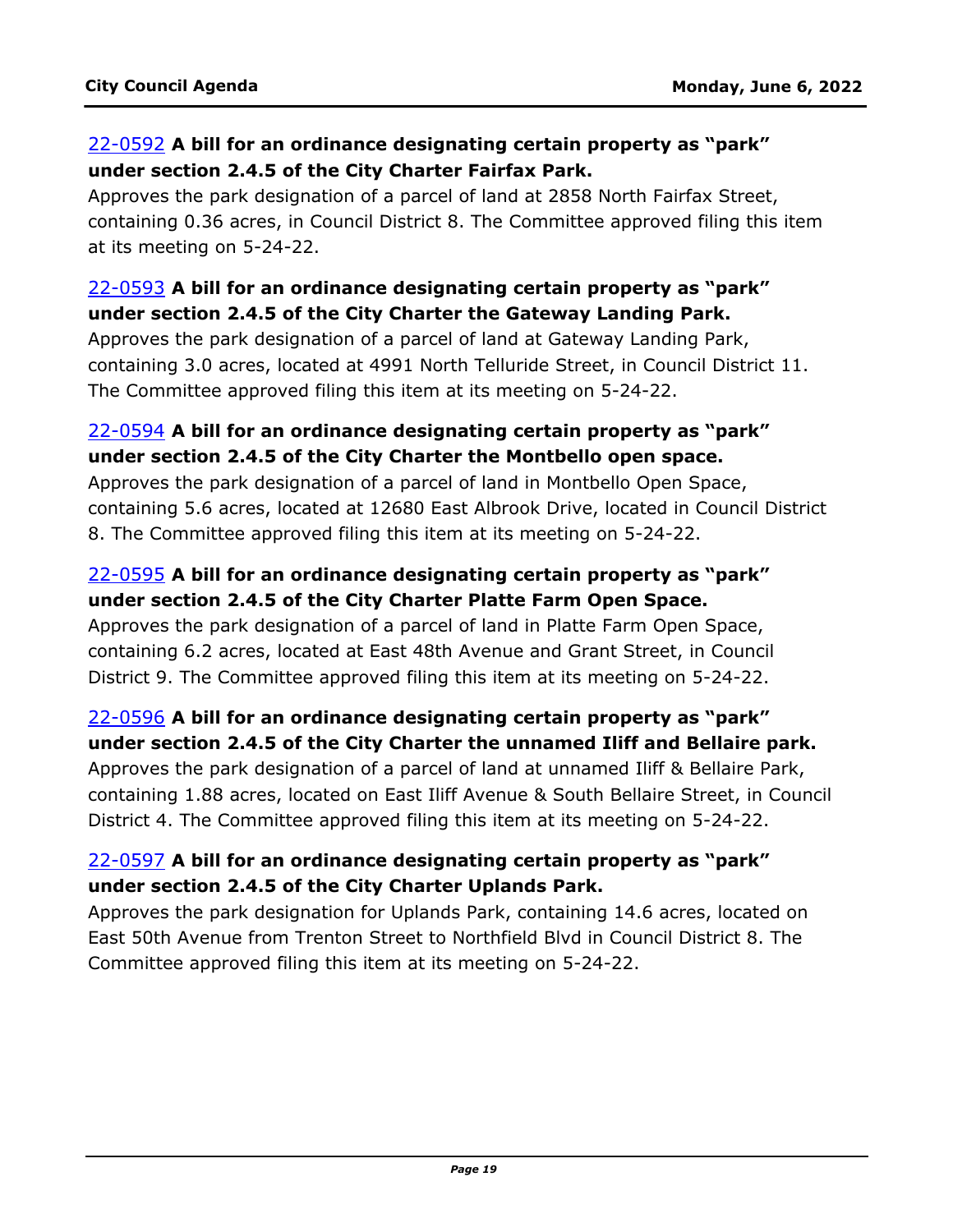22-0592 **A bill for an ordinance designating certain property as "park" under section 2.4.5 of the City Charter Fairfax Park.**
Approves the park designation of a parcel of land at 2858 North Fairfax Street, containing 0.36 acres, in Council District 8. The Committee approved filing this item at its meeting on 5-24-22.

22-0593 **A bill for an ordinance designating certain property as "park" under section 2.4.5 of the City Charter the Gateway Landing Park.**
Approves the park designation of a parcel of land at Gateway Landing Park, containing 3.0 acres, located at 4991 North Telluride Street, in Council District 11. The Committee approved filing this item at its meeting on 5-24-22.

22-0594 **A bill for an ordinance designating certain property as "park" under section 2.4.5 of the City Charter the Montbello open space.**
Approves the park designation of a parcel of land in Montbello Open Space, containing 5.6 acres, located at 12680 East Albrook Drive, located in Council District 8. The Committee approved filing this item at its meeting on 5-24-22.

22-0595 **A bill for an ordinance designating certain property as "park" under section 2.4.5 of the City Charter Platte Farm Open Space.**
Approves the park designation of a parcel of land in Platte Farm Open Space, containing 6.2 acres, located at East 48th Avenue and Grant Street, in Council District 9. The Committee approved filing this item at its meeting on 5-24-22.

22-0596 **A bill for an ordinance designating certain property as "park" under section 2.4.5 of the City Charter the unnamed Iliff and Bellaire park.**
Approves the park designation of a parcel of land at unnamed Iliff & Bellaire Park, containing 1.88 acres, located on East Iliff Avenue & South Bellaire Street, in Council District 4. The Committee approved filing this item at its meeting on 5-24-22.

22-0597 **A bill for an ordinance designating certain property as "park" under section 2.4.5 of the City Charter Uplands Park.**
Approves the park designation for Uplands Park, containing 14.6 acres, located on East 50th Avenue from Trenton Street to Northfield Blvd in Council District 8. The Committee approved filing this item at its meeting on 5-24-22.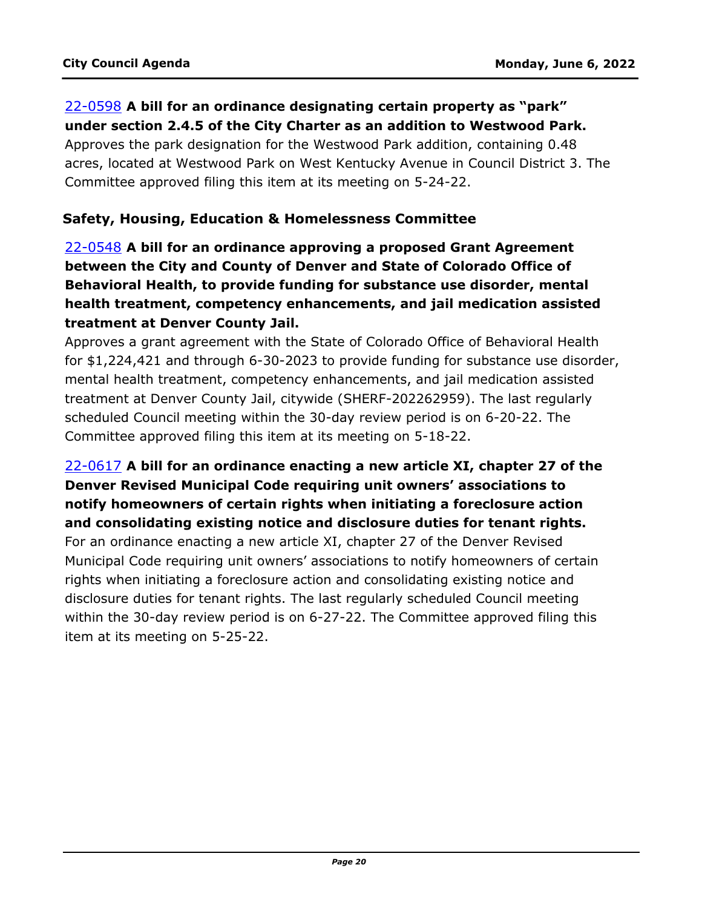22-0598 **A bill for an ordinance designating certain property as "park" under section 2.4.5 of the City Charter as an addition to Westwood Park.**
Approves the park designation for the Westwood Park addition, containing 0.48 acres, located at Westwood Park on West Kentucky Avenue in Council District 3. The Committee approved filing this item at its meeting on 5-24-22.

### Safety, Housing, Education & Homelessness Committee

22-0548 **A bill for an ordinance approving a proposed Grant Agreement between the City and County of Denver and State of Colorado Office of Behavioral Health, to provide funding for substance use disorder, mental health treatment, competency enhancements, and jail medication assisted treatment at Denver County Jail.**
Approves a grant agreement with the State of Colorado Office of Behavioral Health for $1,224,421 and through 6-30-2023 to provide funding for substance use disorder, mental health treatment, competency enhancements, and jail medication assisted treatment at Denver County Jail, citywide (SHERF-202262959). The last regularly scheduled Council meeting within the 30-day review period is on 6-20-22. The Committee approved filing this item at its meeting on 5-18-22.

22-0617 **A bill for an ordinance enacting a new article XI, chapter 27 of the Denver Revised Municipal Code requiring unit owners' associations to notify homeowners of certain rights when initiating a foreclosure action and consolidating existing notice and disclosure duties for tenant rights.**
For an ordinance enacting a new article XI, chapter 27 of the Denver Revised Municipal Code requiring unit owners' associations to notify homeowners of certain rights when initiating a foreclosure action and consolidating existing notice and disclosure duties for tenant rights. The last regularly scheduled Council meeting within the 30-day review period is on 6-27-22. The Committee approved filing this item at its meeting on 5-25-22.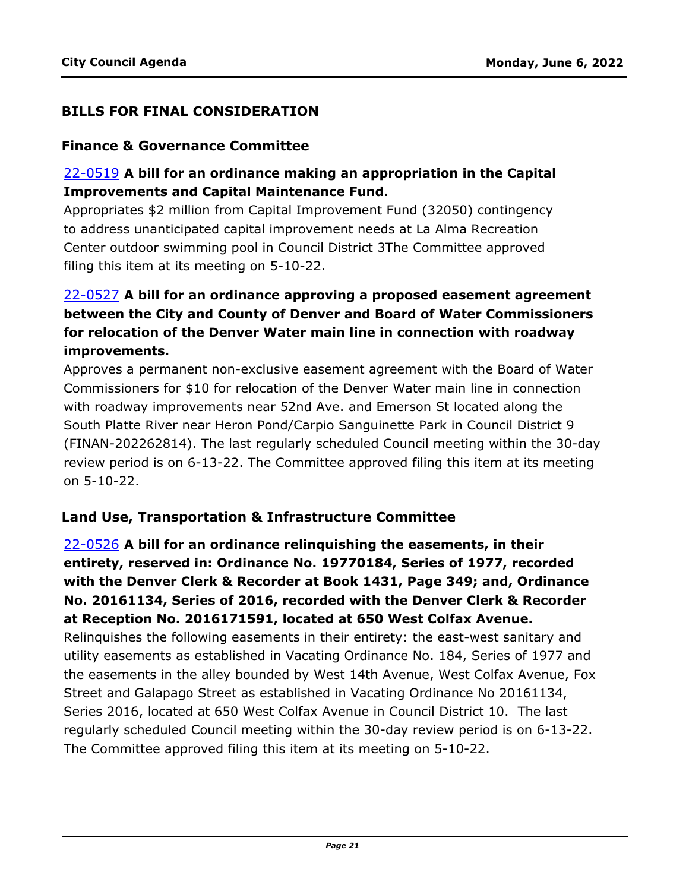## BILLS FOR FINAL CONSIDERATION

### Finance & Governance Committee

22-0519 **A bill for an ordinance making an appropriation in the Capital Improvements and Capital Maintenance Fund.**

Appropriates $2 million from Capital Improvement Fund (32050) contingency to address unanticipated capital improvement needs at La Alma Recreation Center outdoor swimming pool in Council District 3The Committee approved filing this item at its meeting on 5-10-22.

22-0527 **A bill for an ordinance approving a proposed easement agreement between the City and County of Denver and Board of Water Commissioners for relocation of the Denver Water main line in connection with roadway improvements.**

Approves a permanent non-exclusive easement agreement with the Board of Water Commissioners for $10 for relocation of the Denver Water main line in connection with roadway improvements near 52nd Ave. and Emerson St located along the South Platte River near Heron Pond/Carpio Sanguinette Park in Council District 9 (FINAN-202262814). The last regularly scheduled Council meeting within the 30-day review period is on 6-13-22. The Committee approved filing this item at its meeting on 5-10-22.

### Land Use, Transportation & Infrastructure Committee

22-0526 **A bill for an ordinance relinquishing the easements, in their entirety, reserved in: Ordinance No. 19770184, Series of 1977, recorded with the Denver Clerk & Recorder at Book 1431, Page 349; and, Ordinance No. 20161134, Series of 2016, recorded with the Denver Clerk & Recorder at Reception No. 2016171591, located at 650 West Colfax Avenue.**

Relinquishes the following easements in their entirety: the east-west sanitary and utility easements as established in Vacating Ordinance No. 184, Series of 1977 and the easements in the alley bounded by West 14th Avenue, West Colfax Avenue, Fox Street and Galapago Street as established in Vacating Ordinance No 20161134, Series 2016, located at 650 West Colfax Avenue in Council District 10. The last regularly scheduled Council meeting within the 30-day review period is on 6-13-22. The Committee approved filing this item at its meeting on 5-10-22.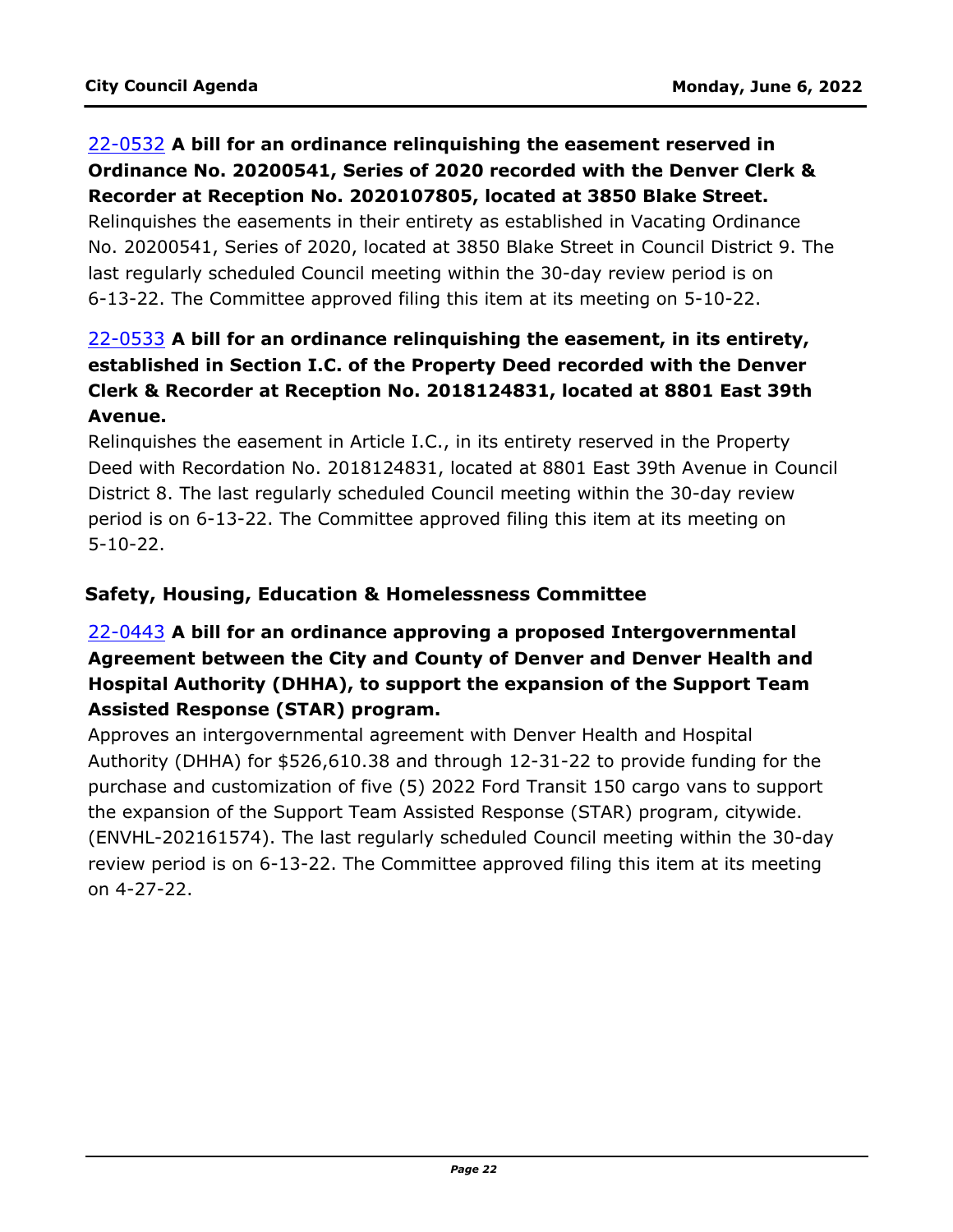[22-0532](#) **A bill for an ordinance relinquishing the easement reserved in Ordinance No. 20200541, Series of 2020 recorded with the Denver Clerk & Recorder at Reception No. 2020107805, located at 3850 Blake Street.**

Relinquishes the easements in their entirety as established in Vacating Ordinance No. 20200541, Series of 2020, located at 3850 Blake Street in Council District 9. The last regularly scheduled Council meeting within the 30-day review period is on 6-13-22. The Committee approved filing this item at its meeting on 5-10-22.

[22-0533](#) **A bill for an ordinance relinquishing the easement, in its entirety, established in Section I.C. of the Property Deed recorded with the Denver Clerk & Recorder at Reception No. 2018124831, located at 8801 East 39th Avenue.**

Relinquishes the easement in Article I.C., in its entirety reserved in the Property Deed with Recordation No. 2018124831, located at 8801 East 39th Avenue in Council District 8. The last regularly scheduled Council meeting within the 30-day review period is on 6-13-22. The Committee approved filing this item at its meeting on 5-10-22.

### Safety, Housing, Education & Homelessness Committee

[22-0443](#) **A bill for an ordinance approving a proposed Intergovernmental Agreement between the City and County of Denver and Denver Health and Hospital Authority (DHHA), to support the expansion of the Support Team Assisted Response (STAR) program.**

Approves an intergovernmental agreement with Denver Health and Hospital Authority (DHHA) for $526,610.38 and through 12-31-22 to provide funding for the purchase and customization of five (5) 2022 Ford Transit 150 cargo vans to support the expansion of the Support Team Assisted Response (STAR) program, citywide. (ENVHL-202161574). The last regularly scheduled Council meeting within the 30-day review period is on 6-13-22. The Committee approved filing this item at its meeting on 4-27-22.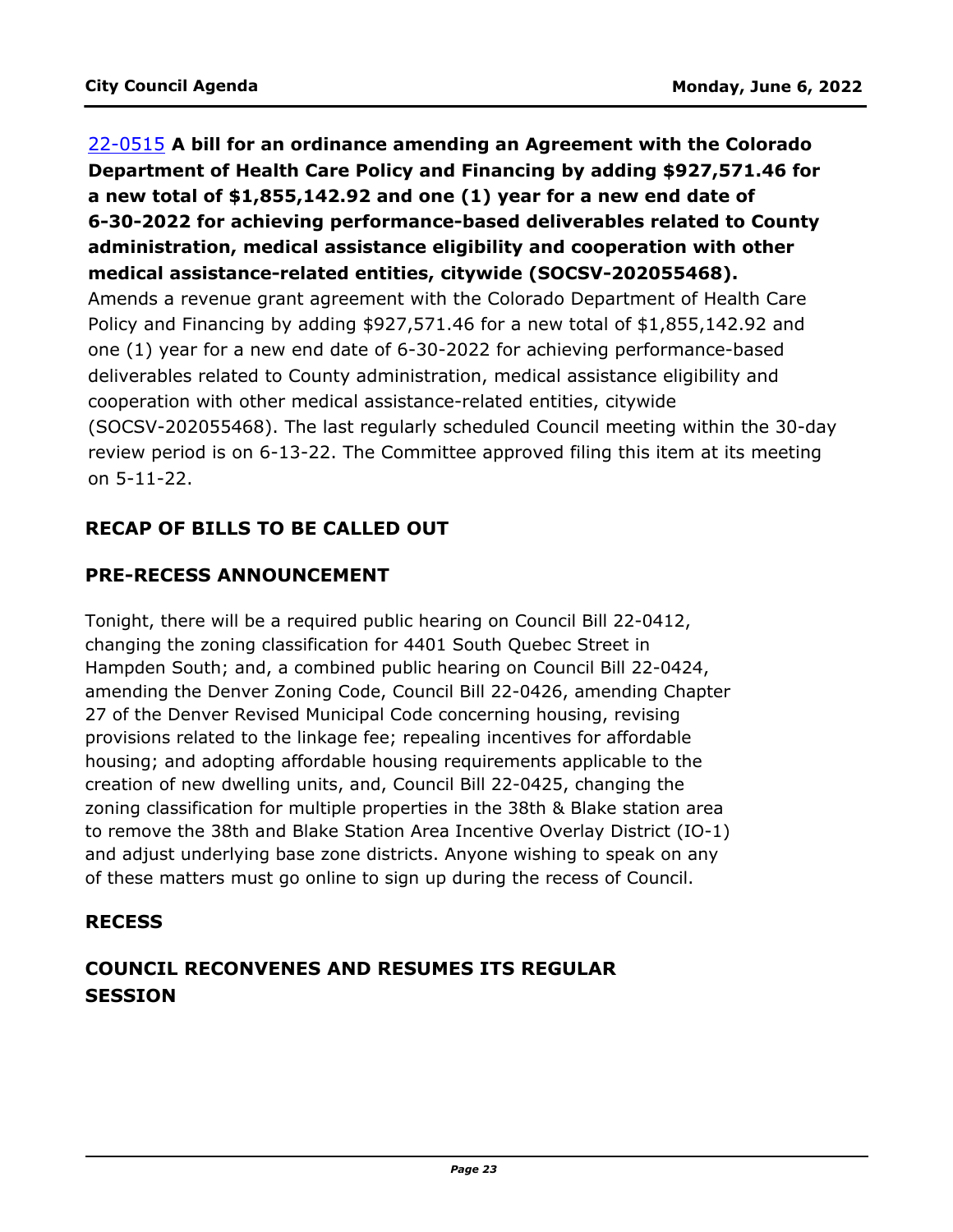22-0515 **A bill for an ordinance amending an Agreement with the Colorado Department of Health Care Policy and Financing by adding $927,571.46 for a new total of $1,855,142.92 and one (1) year for a new end date of 6-30-2022 for achieving performance-based deliverables related to County administration, medical assistance eligibility and cooperation with other medical assistance-related entities, citywide (SOCSV-202055468).**

Amends a revenue grant agreement with the Colorado Department of Health Care Policy and Financing by adding $927,571.46 for a new total of $1,855,142.92 and one (1) year for a new end date of 6-30-2022 for achieving performance-based deliverables related to County administration, medical assistance eligibility and cooperation with other medical assistance-related entities, citywide (SOCSV-202055468). The last regularly scheduled Council meeting within the 30-day review period is on 6-13-22. The Committee approved filing this item at its meeting on 5-11-22.

## RECAP OF BILLS TO BE CALLED OUT

## PRE-RECESS ANNOUNCEMENT

Tonight, there will be a required public hearing on Council Bill 22-0412, changing the zoning classification for 4401 South Quebec Street in Hampden South; and, a combined public hearing on Council Bill 22-0424, amending the Denver Zoning Code, Council Bill 22-0426, amending Chapter 27 of the Denver Revised Municipal Code concerning housing, revising provisions related to the linkage fee; repealing incentives for affordable housing; and adopting affordable housing requirements applicable to the creation of new dwelling units, and, Council Bill 22-0425, changing the zoning classification for multiple properties in the 38th & Blake station area to remove the 38th and Blake Station Area Incentive Overlay District (IO-1) and adjust underlying base zone districts. Anyone wishing to speak on any of these matters must go online to sign up during the recess of Council.

## RECESS

## COUNCIL RECONVENES AND RESUMES ITS REGULAR SESSION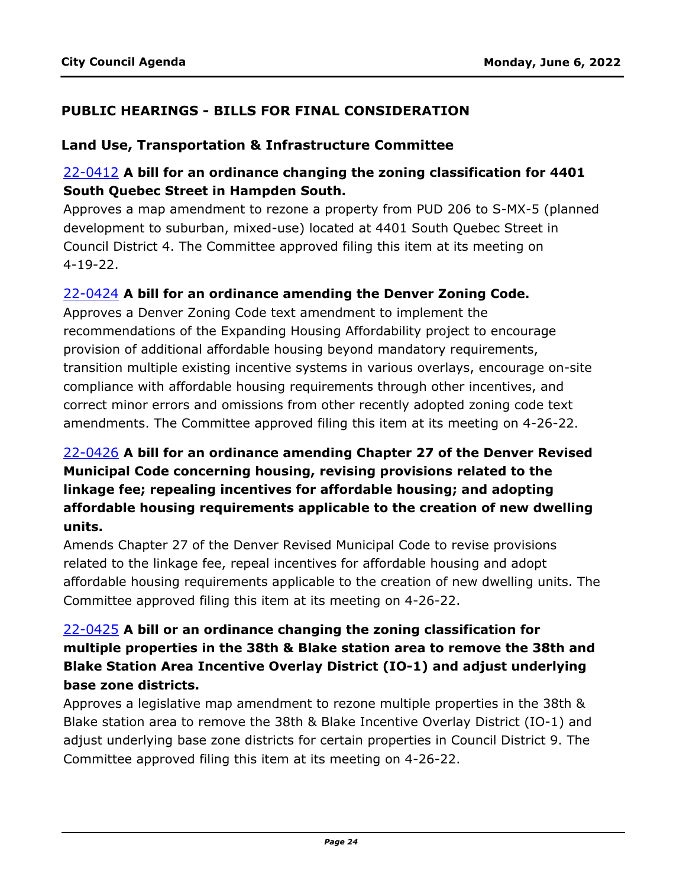## PUBLIC HEARINGS - BILLS FOR FINAL CONSIDERATION

### Land Use, Transportation & Infrastructure Committee

**22-0412 A bill for an ordinance changing the zoning classification for 4401 South Quebec Street in Hampden South.**

Approves a map amendment to rezone a property from PUD 206 to S-MX-5 (planned development to suburban, mixed-use) located at 4401 South Quebec Street in Council District 4. The Committee approved filing this item at its meeting on 4-19-22.

**22-0424 A bill for an ordinance amending the Denver Zoning Code.**

Approves a Denver Zoning Code text amendment to implement the recommendations of the Expanding Housing Affordability project to encourage provision of additional affordable housing beyond mandatory requirements, transition multiple existing incentive systems in various overlays, encourage on-site compliance with affordable housing requirements through other incentives, and correct minor errors and omissions from other recently adopted zoning code text amendments. The Committee approved filing this item at its meeting on 4-26-22.

**22-0426 A bill for an ordinance amending Chapter 27 of the Denver Revised Municipal Code concerning housing, revising provisions related to the linkage fee; repealing incentives for affordable housing; and adopting affordable housing requirements applicable to the creation of new dwelling units.**

Amends Chapter 27 of the Denver Revised Municipal Code to revise provisions related to the linkage fee, repeal incentives for affordable housing and adopt affordable housing requirements applicable to the creation of new dwelling units. The Committee approved filing this item at its meeting on 4-26-22.

**22-0425 A bill or an ordinance changing the zoning classification for multiple properties in the 38th & Blake station area to remove the 38th and Blake Station Area Incentive Overlay District (IO-1) and adjust underlying base zone districts.**

Approves a legislative map amendment to rezone multiple properties in the 38th & Blake station area to remove the 38th & Blake Incentive Overlay District (IO-1) and adjust underlying base zone districts for certain properties in Council District 9. The Committee approved filing this item at its meeting on 4-26-22.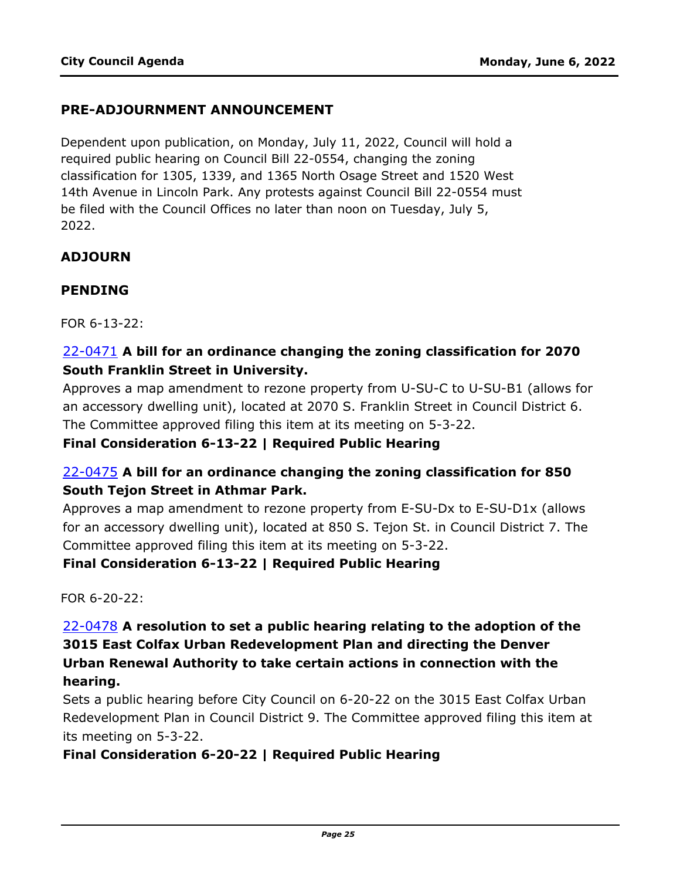## PRE-ADJOURNMENT ANNOUNCEMENT

Dependent upon publication, on Monday, July 11, 2022, Council will hold a required public hearing on Council Bill 22-0554, changing the zoning classification for 1305, 1339, and 1365 North Osage Street and 1520 West 14th Avenue in Lincoln Park. Any protests against Council Bill 22-0554 must be filed with the Council Offices no later than noon on Tuesday, July 5, 2022.

## ADJOURN

## PENDING

FOR 6-13-22:

22-0471 **A bill for an ordinance changing the zoning classification for 2070 South Franklin Street in University.**

Approves a map amendment to rezone property from U-SU-C to U-SU-B1 (allows for an accessory dwelling unit), located at 2070 S. Franklin Street in Council District 6. The Committee approved filing this item at its meeting on 5-3-22.

**Final Consideration 6-13-22 | Required Public Hearing**

22-0475 **A bill for an ordinance changing the zoning classification for 850 South Tejon Street in Athmar Park.**

Approves a map amendment to rezone property from E-SU-Dx to E-SU-D1x (allows for an accessory dwelling unit), located at 850 S. Tejon St. in Council District 7. The Committee approved filing this item at its meeting on 5-3-22.

**Final Consideration 6-13-22 | Required Public Hearing**

FOR 6-20-22:

22-0478 **A resolution to set a public hearing relating to the adoption of the 3015 East Colfax Urban Redevelopment Plan and directing the Denver Urban Renewal Authority to take certain actions in connection with the hearing.**

Sets a public hearing before City Council on 6-20-22 on the 3015 East Colfax Urban Redevelopment Plan in Council District 9. The Committee approved filing this item at its meeting on 5-3-22.

**Final Consideration 6-20-22 | Required Public Hearing**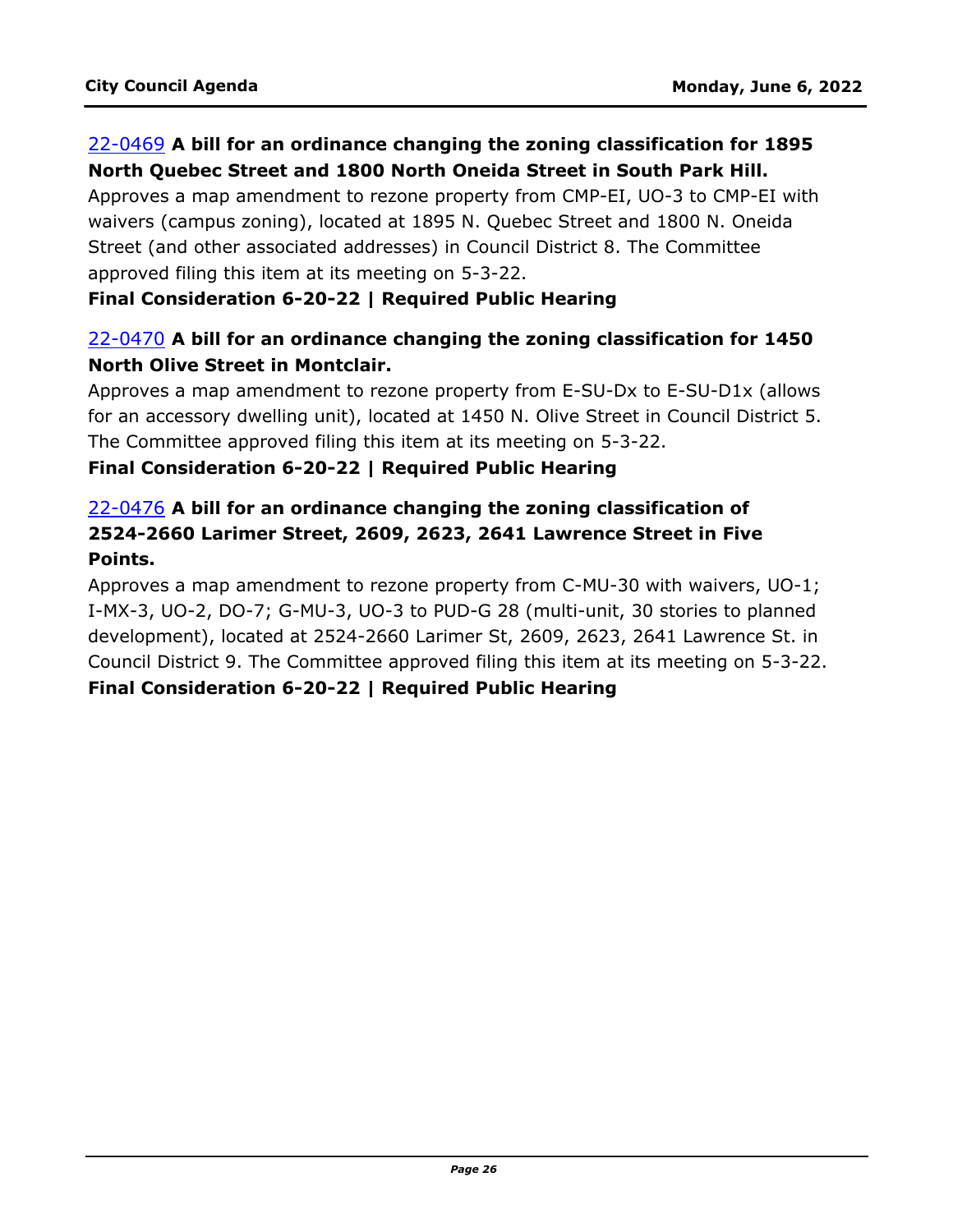22-0469 **A bill for an ordinance changing the zoning classification for 1895 North Quebec Street and 1800 North Oneida Street in South Park Hill.**

Approves a map amendment to rezone property from CMP-EI, UO-3 to CMP-EI with waivers (campus zoning), located at 1895 N. Quebec Street and 1800 N. Oneida Street (and other associated addresses) in Council District 8. The Committee approved filing this item at its meeting on 5-3-22.

**Final Consideration 6-20-22 | Required Public Hearing**

22-0470 **A bill for an ordinance changing the zoning classification for 1450 North Olive Street in Montclair.**

Approves a map amendment to rezone property from E-SU-Dx to E-SU-D1x (allows for an accessory dwelling unit), located at 1450 N. Olive Street in Council District 5. The Committee approved filing this item at its meeting on 5-3-22.

**Final Consideration 6-20-22 | Required Public Hearing**

22-0476 **A bill for an ordinance changing the zoning classification of 2524-2660 Larimer Street, 2609, 2623, 2641 Lawrence Street in Five Points.**

Approves a map amendment to rezone property from C-MU-30 with waivers, UO-1; I-MX-3, UO-2, DO-7; G-MU-3, UO-3 to PUD-G 28 (multi-unit, 30 stories to planned development), located at 2524-2660 Larimer St, 2609, 2623, 2641 Lawrence St. in Council District 9. The Committee approved filing this item at its meeting on 5-3-22.

**Final Consideration 6-20-22 | Required Public Hearing**